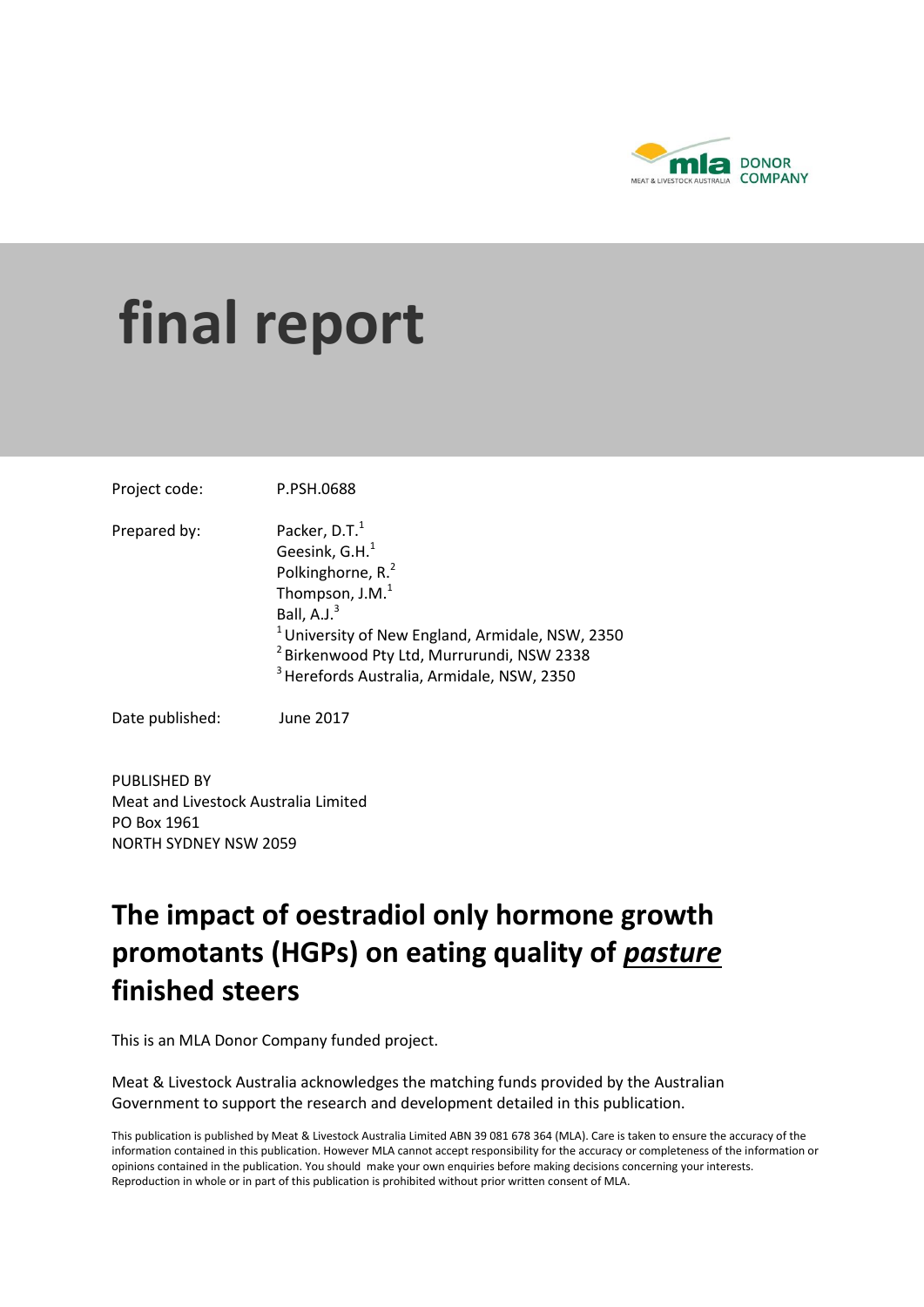# final report

Project code: P.PSH.0688

Prepared by: Packer, D.T.[1]
Geesink, G.H.[1]
Polkinghorne, R.[2]
Thompson, J.M.[1]
Ball, A.J.[3]
[1] University of New England, Armidale, NSW, 2350
[2] Birkenwood Pty Ltd, Murrurundi, NSW 2338
[3] Herefords Australia, Armidale, NSW, 2350

Date published: June 2017

PUBLISHED BY
Meat and Livestock Australia Limited
PO Box 1961
NORTH SYDNEY NSW 2059

## The impact of oestradiol only hormone growth promotants (HGPs) on eating quality of *pasture* finished steers

This is an MLA Donor Company funded project.

Meat & Livestock Australia acknowledges the matching funds provided by the Australian Government to support the research and development detailed in this publication.

This publication is published by Meat & Livestock Australia Limited ABN 39 081 678 364 (MLA). Care is taken to ensure the accuracy of the information contained in this publication. However MLA cannot accept responsibility for the accuracy or completeness of the information or opinions contained in the publication. You should make your own enquiries before making decisions concerning your interests. Reproduction in whole or in part of this publication is prohibited without prior written consent of MLA.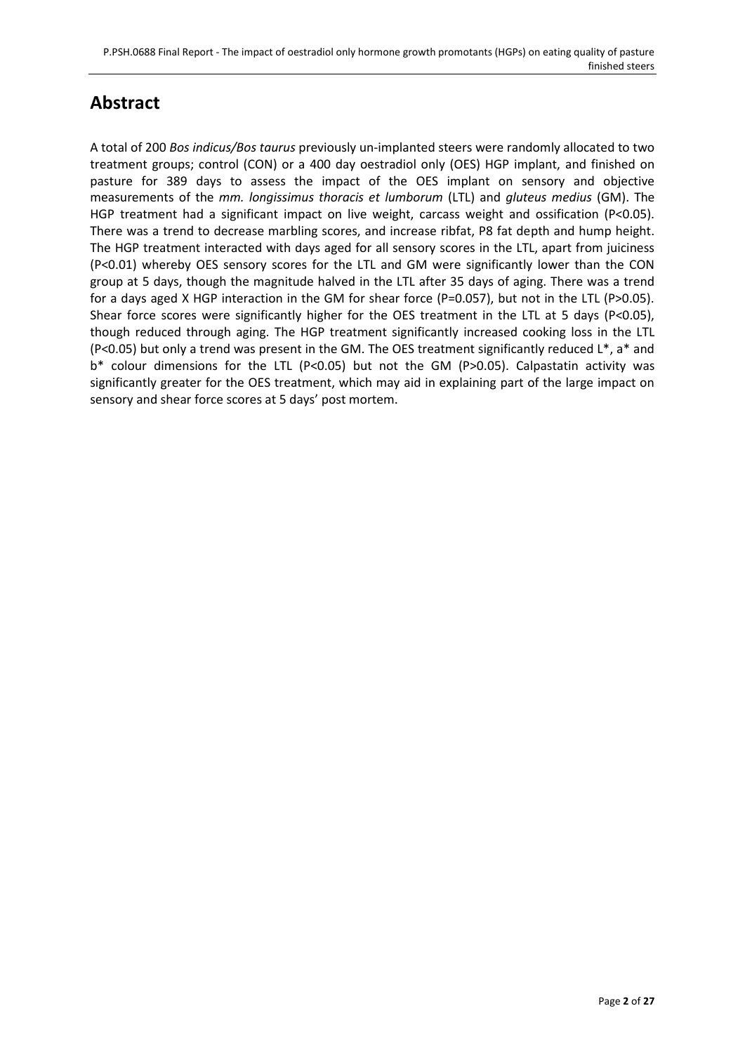# Abstract

A total of 200 *Bos indicus/Bos taurus* previously un-implanted steers were randomly allocated to two treatment groups; control (CON) or a 400 day oestradiol only (OES) HGP implant, and finished on pasture for 389 days to assess the impact of the OES implant on sensory and objective measurements of the *mm. longissimus thoracis et lumborum* (LTL) and *gluteus medius* (GM). The HGP treatment had a significant impact on live weight, carcass weight and ossification (P<0.05). There was a trend to decrease marbling scores, and increase ribfat, P8 fat depth and hump height. The HGP treatment interacted with days aged for all sensory scores in the LTL, apart from juiciness (P<0.01) whereby OES sensory scores for the LTL and GM were significantly lower than the CON group at 5 days, though the magnitude halved in the LTL after 35 days of aging. There was a trend for a days aged X HGP interaction in the GM for shear force (P=0.057), but not in the LTL (P>0.05). Shear force scores were significantly higher for the OES treatment in the LTL at 5 days (P<0.05), though reduced through aging. The HGP treatment significantly increased cooking loss in the LTL (P<0.05) but only a trend was present in the GM. The OES treatment significantly reduced L*, a* and b* colour dimensions for the LTL (P<0.05) but not the GM (P>0.05). Calpastatin activity was significantly greater for the OES treatment, which may aid in explaining part of the large impact on sensory and shear force scores at 5 days' post mortem.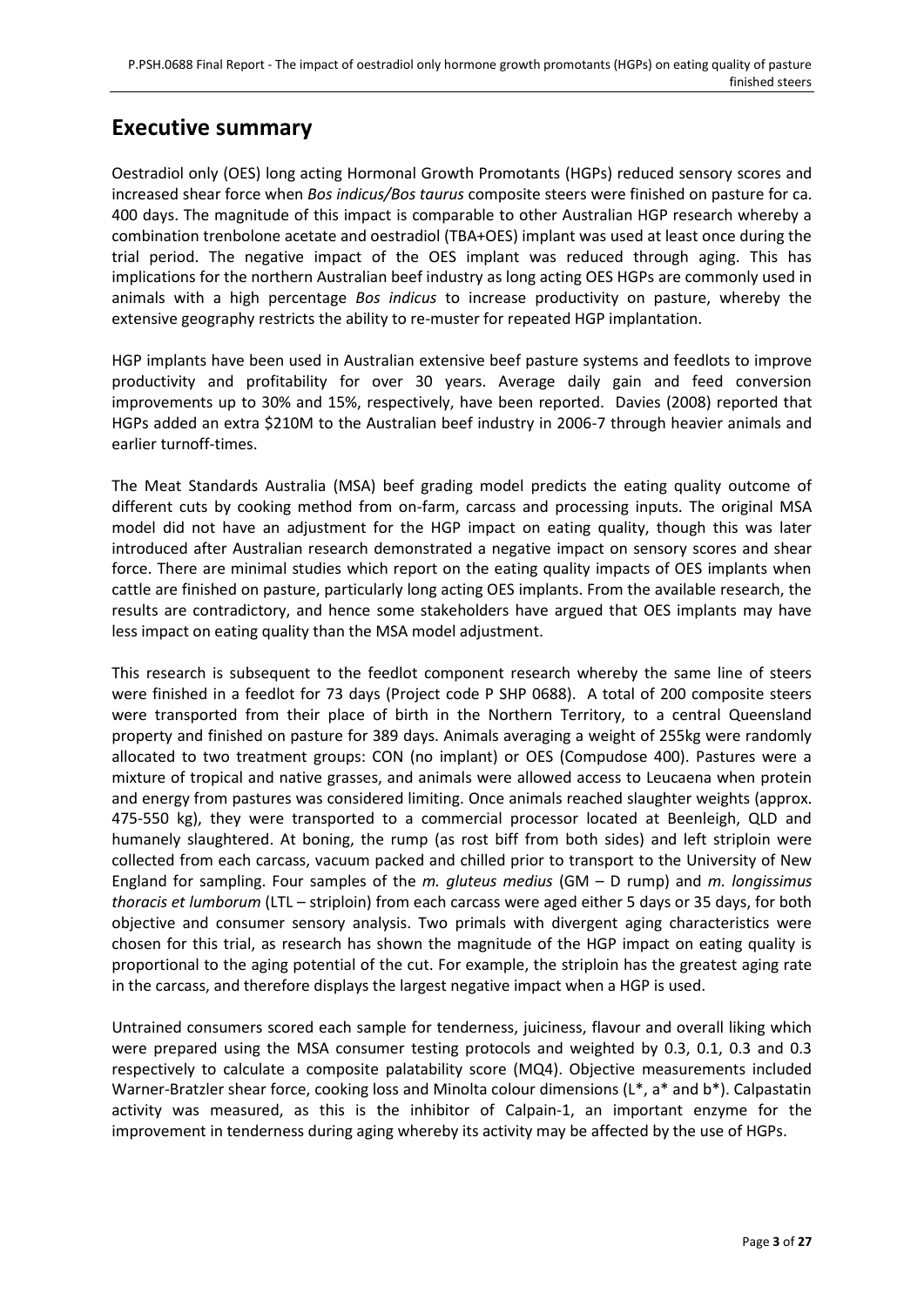## Executive summary

Oestradiol only (OES) long acting Hormonal Growth Promotants (HGPs) reduced sensory scores and increased shear force when *Bos indicus/Bos taurus* composite steers were finished on pasture for ca. 400 days. The magnitude of this impact is comparable to other Australian HGP research whereby a combination trenbolone acetate and oestradiol (TBA+OES) implant was used at least once during the trial period. The negative impact of the OES implant was reduced through aging. This has implications for the northern Australian beef industry as long acting OES HGPs are commonly used in animals with a high percentage *Bos indicus* to increase productivity on pasture, whereby the extensive geography restricts the ability to re-muster for repeated HGP implantation.

HGP implants have been used in Australian extensive beef pasture systems and feedlots to improve productivity and profitability for over 30 years. Average daily gain and feed conversion improvements up to 30% and 15%, respectively, have been reported. Davies (2008) reported that HGPs added an extra $210M to the Australian beef industry in 2006-7 through heavier animals and earlier turnoff-times.

The Meat Standards Australia (MSA) beef grading model predicts the eating quality outcome of different cuts by cooking method from on-farm, carcass and processing inputs. The original MSA model did not have an adjustment for the HGP impact on eating quality, though this was later introduced after Australian research demonstrated a negative impact on sensory scores and shear force. There are minimal studies which report on the eating quality impacts of OES implants when cattle are finished on pasture, particularly long acting OES implants. From the available research, the results are contradictory, and hence some stakeholders have argued that OES implants may have less impact on eating quality than the MSA model adjustment.

This research is subsequent to the feedlot component research whereby the same line of steers were finished in a feedlot for 73 days (Project code P SHP 0688). A total of 200 composite steers were transported from their place of birth in the Northern Territory, to a central Queensland property and finished on pasture for 389 days. Animals averaging a weight of 255kg were randomly allocated to two treatment groups: CON (no implant) or OES (Compudose 400). Pastures were a mixture of tropical and native grasses, and animals were allowed access to Leucaena when protein and energy from pastures was considered limiting. Once animals reached slaughter weights (approx. 475-550 kg), they were transported to a commercial processor located at Beenleigh, QLD and humanely slaughtered. At boning, the rump (as rost biff from both sides) and left striploin were collected from each carcass, vacuum packed and chilled prior to transport to the University of New England for sampling. Four samples of the *m. gluteus medius* (GM – D rump) and *m. longissimus thoracis et lumborum* (LTL – striploin) from each carcass were aged either 5 days or 35 days, for both objective and consumer sensory analysis. Two primals with divergent aging characteristics were chosen for this trial, as research has shown the magnitude of the HGP impact on eating quality is proportional to the aging potential of the cut. For example, the striploin has the greatest aging rate in the carcass, and therefore displays the largest negative impact when a HGP is used.

Untrained consumers scored each sample for tenderness, juiciness, flavour and overall liking which were prepared using the MSA consumer testing protocols and weighted by 0.3, 0.1, 0.3 and 0.3 respectively to calculate a composite palatability score (MQ4). Objective measurements included Warner-Bratzler shear force, cooking loss and Minolta colour dimensions ($L^*$, $a^*$ and $b^*$). Calpastatin activity was measured, as this is the inhibitor of Calpain-1, an important enzyme for the improvement in tenderness during aging whereby its activity may be affected by the use of HGPs.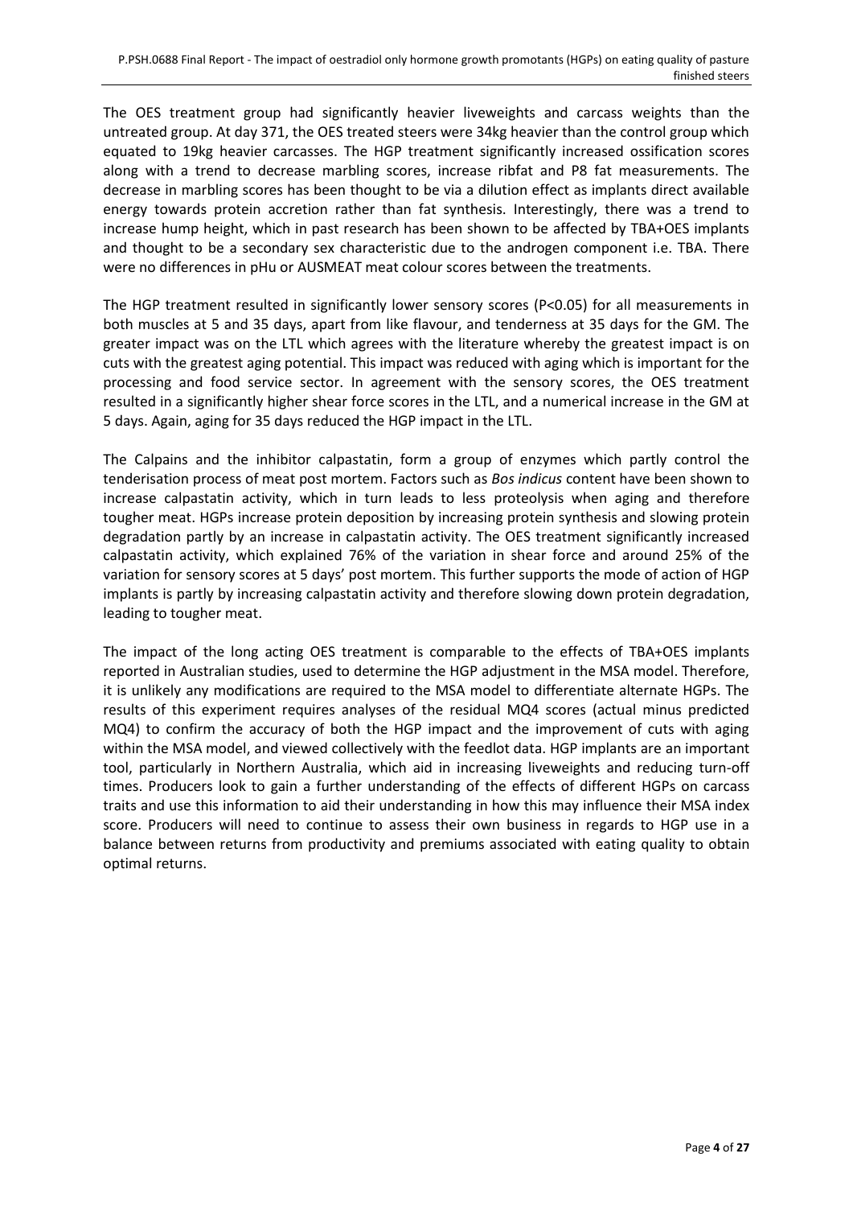The OES treatment group had significantly heavier liveweights and carcass weights than the untreated group. At day 371, the OES treated steers were 34kg heavier than the control group which equated to 19kg heavier carcasses. The HGP treatment significantly increased ossification scores along with a trend to decrease marbling scores, increase ribfat and P8 fat measurements. The decrease in marbling scores has been thought to be via a dilution effect as implants direct available energy towards protein accretion rather than fat synthesis. Interestingly, there was a trend to increase hump height, which in past research has been shown to be affected by TBA+OES implants and thought to be a secondary sex characteristic due to the androgen component i.e. TBA. There were no differences in pHu or AUSMEAT meat colour scores between the treatments.

The HGP treatment resulted in significantly lower sensory scores ($P<0.05$) for all measurements in both muscles at 5 and 35 days, apart from like flavour, and tenderness at 35 days for the GM. The greater impact was on the LTL which agrees with the literature whereby the greatest impact is on cuts with the greatest aging potential. This impact was reduced with aging which is important for the processing and food service sector. In agreement with the sensory scores, the OES treatment resulted in a significantly higher shear force scores in the LTL, and a numerical increase in the GM at 5 days. Again, aging for 35 days reduced the HGP impact in the LTL.

The Calpains and the inhibitor calpastatin, form a group of enzymes which partly control the tenderisation process of meat post mortem. Factors such as *Bos indicus* content have been shown to increase calpastatin activity, which in turn leads to less proteolysis when aging and therefore tougher meat. HGPs increase protein deposition by increasing protein synthesis and slowing protein degradation partly by an increase in calpastatin activity. The OES treatment significantly increased calpastatin activity, which explained 76% of the variation in shear force and around 25% of the variation for sensory scores at 5 days' post mortem. This further supports the mode of action of HGP implants is partly by increasing calpastatin activity and therefore slowing down protein degradation, leading to tougher meat.

The impact of the long acting OES treatment is comparable to the effects of TBA+OES implants reported in Australian studies, used to determine the HGP adjustment in the MSA model. Therefore, it is unlikely any modifications are required to the MSA model to differentiate alternate HGPs. The results of this experiment requires analyses of the residual MQ4 scores (actual minus predicted MQ4) to confirm the accuracy of both the HGP impact and the improvement of cuts with aging within the MSA model, and viewed collectively with the feedlot data. HGP implants are an important tool, particularly in Northern Australia, which aid in increasing liveweights and reducing turn-off times. Producers look to gain a further understanding of the effects of different HGPs on carcass traits and use this information to aid their understanding in how this may influence their MSA index score. Producers will need to continue to assess their own business in regards to HGP use in a balance between returns from productivity and premiums associated with eating quality to obtain optimal returns.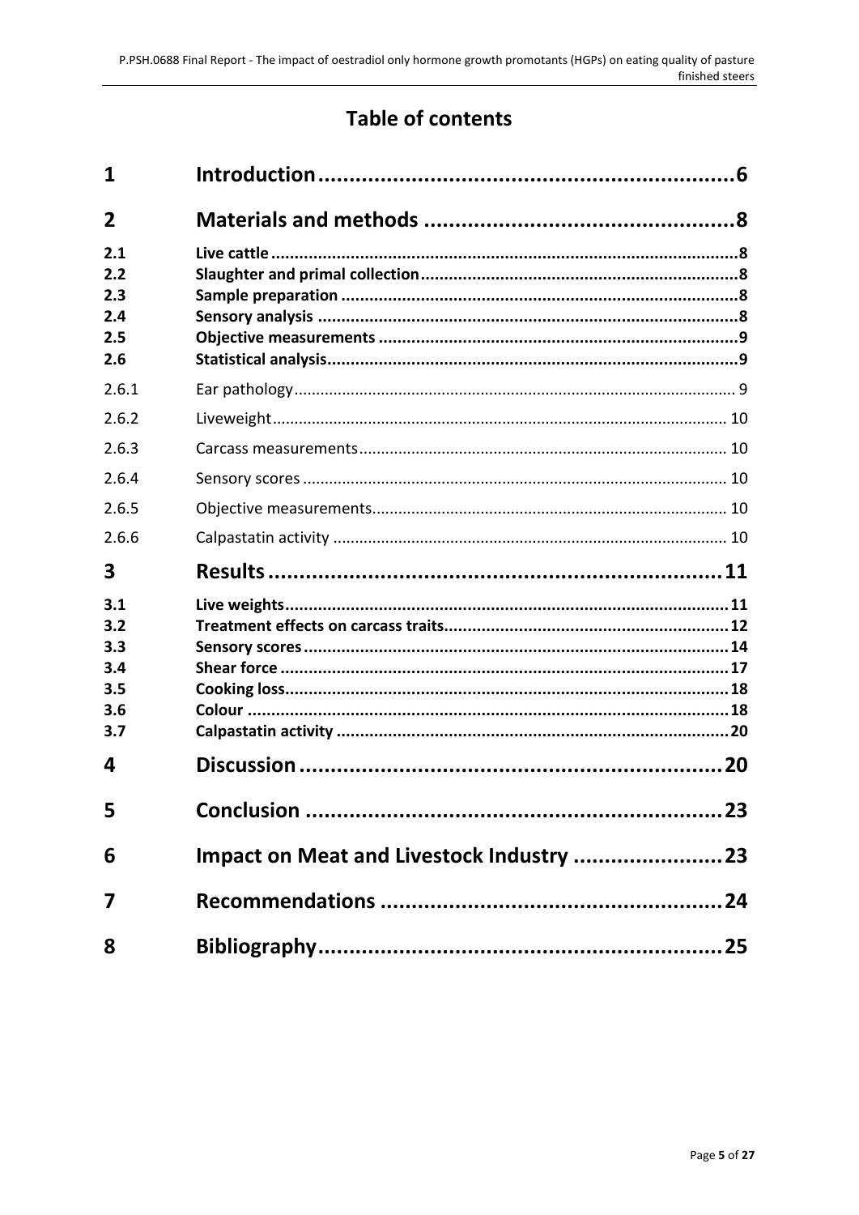# Table of contents

| | | |
|---|---|---|
| **1** | **Introduction** | **6** |
| **2** | **Materials and methods** | **8** |
| **2.1** | **Live cattle** | **8** |
| **2.2** | **Slaughter and primal collection** | **8** |
| **2.3** | **Sample preparation** | **8** |
| **2.4** | **Sensory analysis** | **8** |
| **2.5** | **Objective measurements** | **9** |
| **2.6** | **Statistical analysis** | **9** |
| 2.6.1 | Ear pathology | 9 |
| 2.6.2 | Liveweight | 10 |
| 2.6.3 | Carcass measurements | 10 |
| 2.6.4 | Sensory scores | 10 |
| 2.6.5 | Objective measurements | 10 |
| 2.6.6 | Calpastatin activity | 10 |
| **3** | **Results** | **11** |
| **3.1** | **Live weights** | **11** |
| **3.2** | **Treatment effects on carcass traits** | **12** |
| **3.3** | **Sensory scores** | **14** |
| **3.4** | **Shear force** | **17** |
| **3.5** | **Cooking loss** | **18** |
| **3.6** | **Colour** | **18** |
| **3.7** | **Calpastatin activity** | **20** |
| **4** | **Discussion** | **20** |
| **5** | **Conclusion** | **23** |
| **6** | **Impact on Meat and Livestock Industry** | **23** |
| **7** | **Recommendations** | **24** |
| **8** | **Bibliography** | **25** |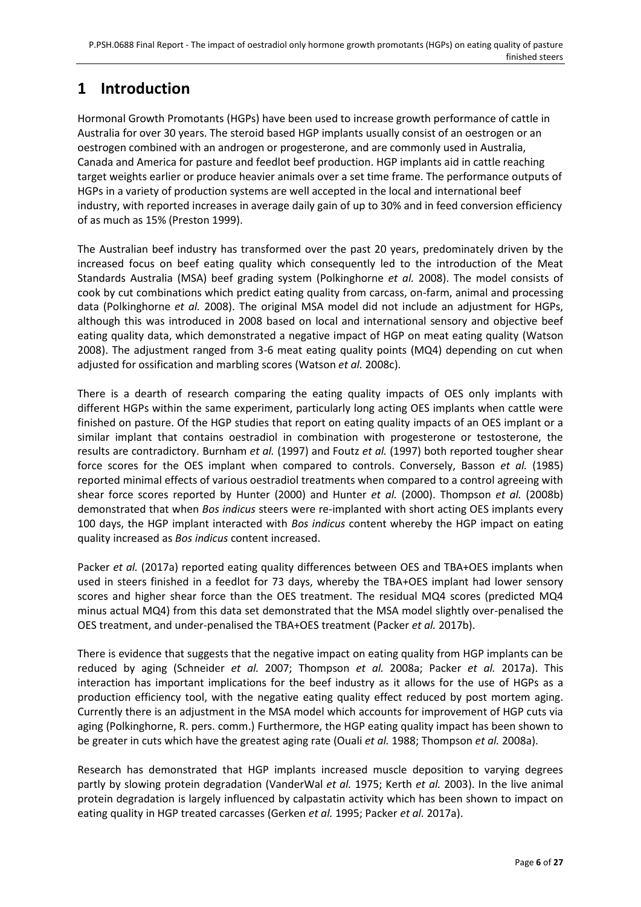# 1 Introduction

Hormonal Growth Promotants (HGPs) have been used to increase growth performance of cattle in Australia for over 30 years. The steroid based HGP implants usually consist of an oestrogen or an oestrogen combined with an androgen or progesterone, and are commonly used in Australia, Canada and America for pasture and feedlot beef production. HGP implants aid in cattle reaching target weights earlier or produce heavier animals over a set time frame. The performance outputs of HGPs in a variety of production systems are well accepted in the local and international beef industry, with reported increases in average daily gain of up to 30% and in feed conversion efficiency of as much as 15% (Preston 1999).

The Australian beef industry has transformed over the past 20 years, predominately driven by the increased focus on beef eating quality which consequently led to the introduction of the Meat Standards Australia (MSA) beef grading system (Polkinghorne *et al.* 2008). The model consists of cook by cut combinations which predict eating quality from carcass, on-farm, animal and processing data (Polkinghorne *et al.* 2008). The original MSA model did not include an adjustment for HGPs, although this was introduced in 2008 based on local and international sensory and objective beef eating quality data, which demonstrated a negative impact of HGP on meat eating quality (Watson 2008). The adjustment ranged from 3-6 meat eating quality points (MQ4) depending on cut when adjusted for ossification and marbling scores (Watson *et al.* 2008c).

There is a dearth of research comparing the eating quality impacts of OES only implants with different HGPs within the same experiment, particularly long acting OES implants when cattle were finished on pasture. Of the HGP studies that report on eating quality impacts of an OES implant or a similar implant that contains oestradiol in combination with progesterone or testosterone, the results are contradictory. Burnham *et al.* (1997) and Foutz *et al.* (1997) both reported tougher shear force scores for the OES implant when compared to controls. Conversely, Basson *et al.* (1985) reported minimal effects of various oestradiol treatments when compared to a control agreeing with shear force scores reported by Hunter (2000) and Hunter *et al.* (2000). Thompson *et al.* (2008b) demonstrated that when *Bos indicus* steers were re-implanted with short acting OES implants every 100 days, the HGP implant interacted with *Bos indicus* content whereby the HGP impact on eating quality increased as *Bos indicus* content increased.

Packer *et al.* (2017a) reported eating quality differences between OES and TBA+OES implants when used in steers finished in a feedlot for 73 days, whereby the TBA+OES implant had lower sensory scores and higher shear force than the OES treatment. The residual MQ4 scores (predicted MQ4 minus actual MQ4) from this data set demonstrated that the MSA model slightly over-penalised the OES treatment, and under-penalised the TBA+OES treatment (Packer *et al.* 2017b).

There is evidence that suggests that the negative impact on eating quality from HGP implants can be reduced by aging (Schneider *et al.* 2007; Thompson *et al.* 2008a; Packer *et al.* 2017a). This interaction has important implications for the beef industry as it allows for the use of HGPs as a production efficiency tool, with the negative eating quality effect reduced by post mortem aging. Currently there is an adjustment in the MSA model which accounts for improvement of HGP cuts via aging (Polkinghorne, R. pers. comm.) Furthermore, the HGP eating quality impact has been shown to be greater in cuts which have the greatest aging rate (Ouali *et al.* 1988; Thompson *et al.* 2008a).

Research has demonstrated that HGP implants increased muscle deposition to varying degrees partly by slowing protein degradation (VanderWal *et al.* 1975; Kerth *et al.* 2003). In the live animal protein degradation is largely influenced by calpastatin activity which has been shown to impact on eating quality in HGP treated carcasses (Gerken *et al.* 1995; Packer *et al.* 2017a).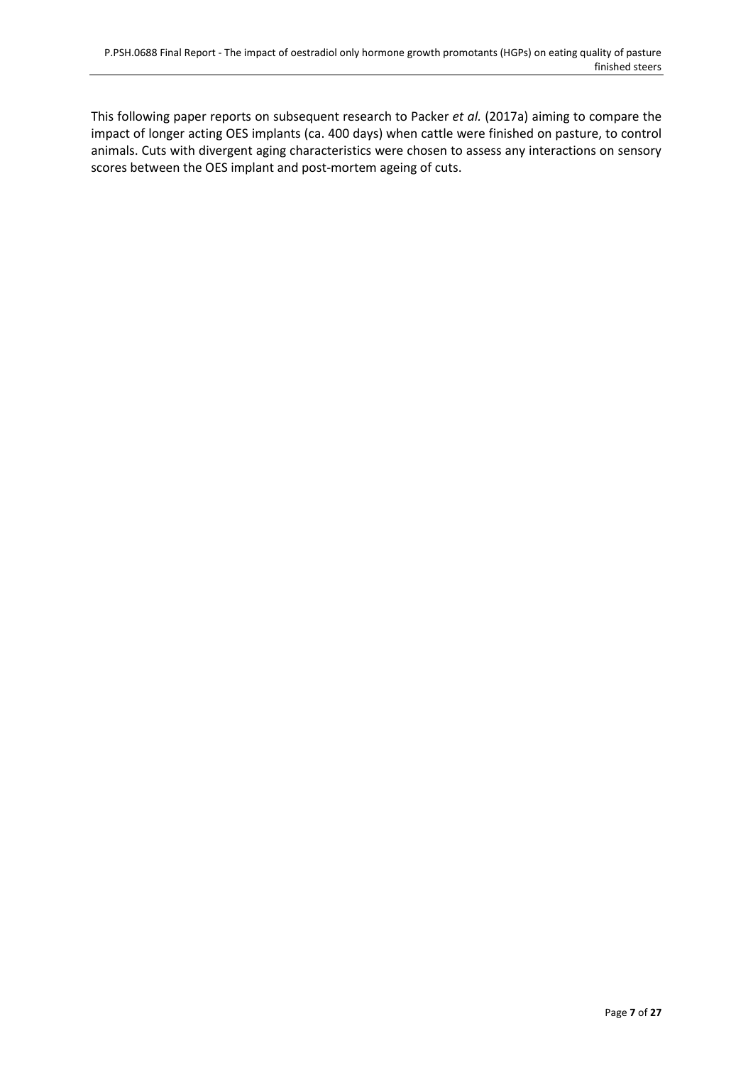This following paper reports on subsequent research to Packer *et al.* (2017a) aiming to compare the impact of longer acting OES implants (ca. 400 days) when cattle were finished on pasture, to control animals. Cuts with divergent aging characteristics were chosen to assess any interactions on sensory scores between the OES implant and post-mortem ageing of cuts.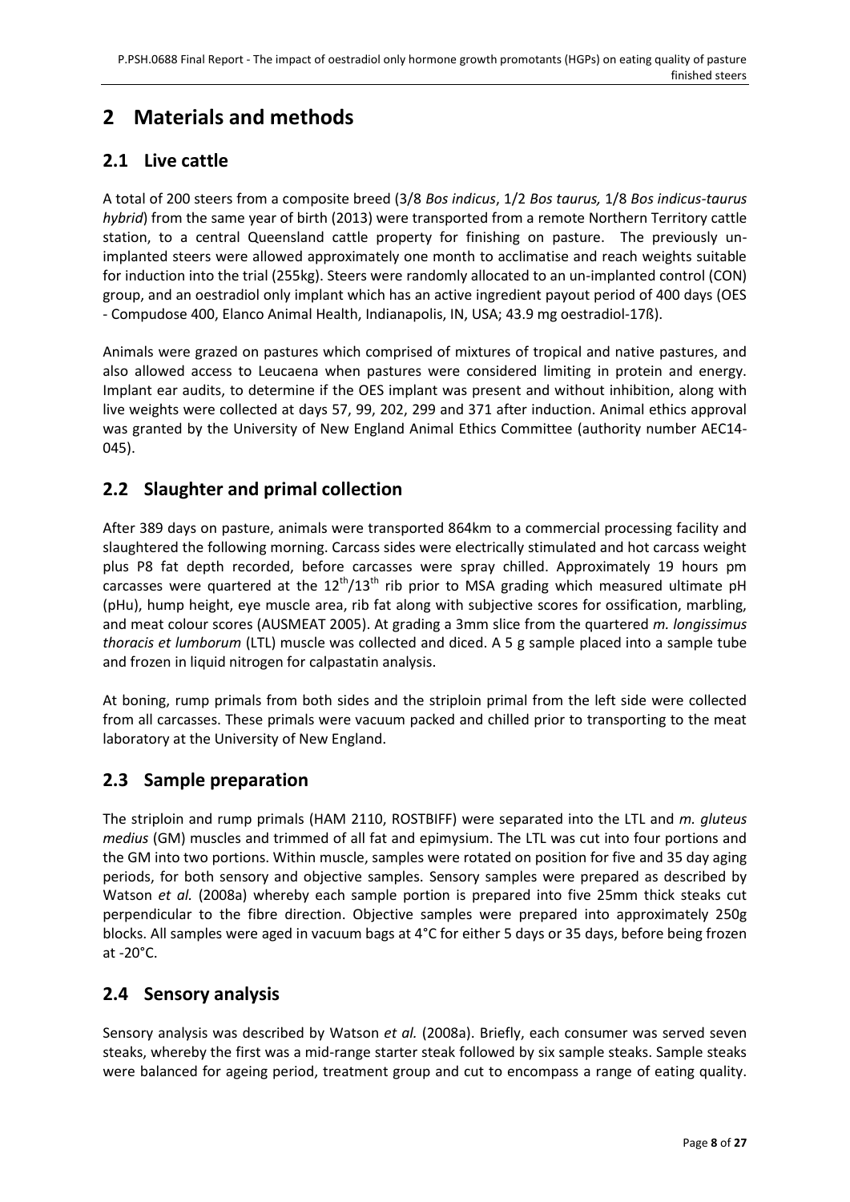# 2 Materials and methods

## 2.1 Live cattle

A total of 200 steers from a composite breed (3/8 *Bos indicus*, 1/2 *Bos taurus,* 1/8 *Bos indicus-taurus hybrid*) from the same year of birth (2013) were transported from a remote Northern Territory cattle station, to a central Queensland cattle property for finishing on pasture. The previously un-implanted steers were allowed approximately one month to acclimatise and reach weights suitable for induction into the trial (255kg). Steers were randomly allocated to an un-implanted control (CON) group, and an oestradiol only implant which has an active ingredient payout period of 400 days (OES - Compudose 400, Elanco Animal Health, Indianapolis, IN, USA; 43.9 mg oestradiol-17ß).

Animals were grazed on pastures which comprised of mixtures of tropical and native pastures, and also allowed access to Leucaena when pastures were considered limiting in protein and energy. Implant ear audits, to determine if the OES implant was present and without inhibition, along with live weights were collected at days 57, 99, 202, 299 and 371 after induction. Animal ethics approval was granted by the University of New England Animal Ethics Committee (authority number AEC14-045).

## 2.2 Slaughter and primal collection

After 389 days on pasture, animals were transported 864km to a commercial processing facility and slaughtered the following morning. Carcass sides were electrically stimulated and hot carcass weight plus P8 fat depth recorded, before carcasses were spray chilled. Approximately 19 hours pm carcasses were quartered at the 12th/13th rib prior to MSA grading which measured ultimate pH (pHu), hump height, eye muscle area, rib fat along with subjective scores for ossification, marbling, and meat colour scores (AUSMEAT 2005). At grading a 3mm slice from the quartered *m. longissimus thoracis et lumborum* (LTL) muscle was collected and diced. A 5 g sample placed into a sample tube and frozen in liquid nitrogen for calpastatin analysis.

At boning, rump primals from both sides and the striploin primal from the left side were collected from all carcasses. These primals were vacuum packed and chilled prior to transporting to the meat laboratory at the University of New England.

## 2.3 Sample preparation

The striploin and rump primals (HAM 2110, ROSTBIFF) were separated into the LTL and *m. gluteus medius* (GM) muscles and trimmed of all fat and epimysium. The LTL was cut into four portions and the GM into two portions. Within muscle, samples were rotated on position for five and 35 day aging periods, for both sensory and objective samples. Sensory samples were prepared as described by Watson *et al.* (2008a) whereby each sample portion is prepared into five 25mm thick steaks cut perpendicular to the fibre direction. Objective samples were prepared into approximately 250g blocks. All samples were aged in vacuum bags at 4°C for either 5 days or 35 days, before being frozen at -20°C.

## 2.4 Sensory analysis

Sensory analysis was described by Watson *et al.* (2008a). Briefly, each consumer was served seven steaks, whereby the first was a mid-range starter steak followed by six sample steaks. Sample steaks were balanced for ageing period, treatment group and cut to encompass a range of eating quality.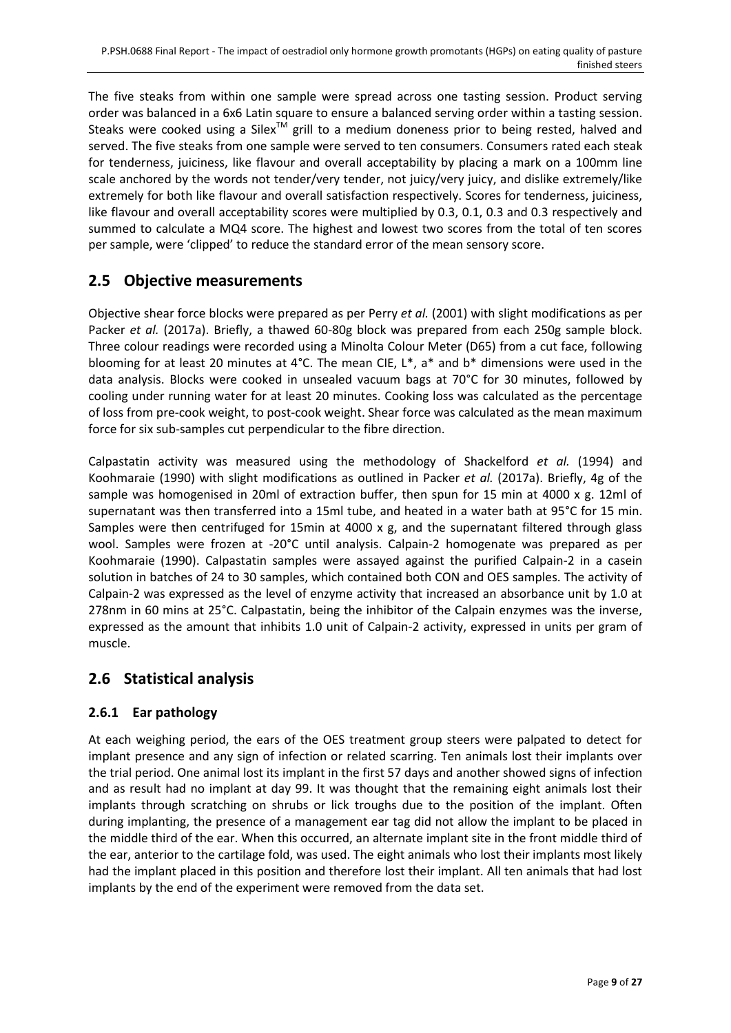The five steaks from within one sample were spread across one tasting session. Product serving order was balanced in a 6x6 Latin square to ensure a balanced serving order within a tasting session. Steaks were cooked using a Silex$^{TM}$ grill to a medium doneness prior to being rested, halved and served. The five steaks from one sample were served to ten consumers. Consumers rated each steak for tenderness, juiciness, like flavour and overall acceptability by placing a mark on a 100mm line scale anchored by the words not tender/very tender, not juicy/very juicy, and dislike extremely/like extremely for both like flavour and overall satisfaction respectively. Scores for tenderness, juiciness, like flavour and overall acceptability scores were multiplied by 0.3, 0.1, 0.3 and 0.3 respectively and summed to calculate a MQ4 score. The highest and lowest two scores from the total of ten scores per sample, were 'clipped' to reduce the standard error of the mean sensory score.

## 2.5 Objective measurements

Objective shear force blocks were prepared as per Perry *et al.* (2001) with slight modifications as per Packer *et al.* (2017a). Briefly, a thawed 60-80g block was prepared from each 250g sample block. Three colour readings were recorded using a Minolta Colour Meter (D65) from a cut face, following blooming for at least 20 minutes at 4°C. The mean CIE, L*, a* and b* dimensions were used in the data analysis. Blocks were cooked in unsealed vacuum bags at 70°C for 30 minutes, followed by cooling under running water for at least 20 minutes. Cooking loss was calculated as the percentage of loss from pre-cook weight, to post-cook weight. Shear force was calculated as the mean maximum force for six sub-samples cut perpendicular to the fibre direction.

Calpastatin activity was measured using the methodology of Shackelford *et al.* (1994) and Koohmaraie (1990) with slight modifications as outlined in Packer *et al.* (2017a). Briefly, 4g of the sample was homogenised in 20ml of extraction buffer, then spun for 15 min at 4000 x g. 12ml of supernatant was then transferred into a 15ml tube, and heated in a water bath at 95°C for 15 min. Samples were then centrifuged for 15min at 4000 x g, and the supernatant filtered through glass wool. Samples were frozen at -20°C until analysis. Calpain-2 homogenate was prepared as per Koohmaraie (1990). Calpastatin samples were assayed against the purified Calpain-2 in a casein solution in batches of 24 to 30 samples, which contained both CON and OES samples. The activity of Calpain-2 was expressed as the level of enzyme activity that increased an absorbance unit by 1.0 at 278nm in 60 mins at 25°C. Calpastatin, being the inhibitor of the Calpain enzymes was the inverse, expressed as the amount that inhibits 1.0 unit of Calpain-2 activity, expressed in units per gram of muscle.

## 2.6 Statistical analysis

### 2.6.1 Ear pathology

At each weighing period, the ears of the OES treatment group steers were palpated to detect for implant presence and any sign of infection or related scarring. Ten animals lost their implants over the trial period. One animal lost its implant in the first 57 days and another showed signs of infection and as result had no implant at day 99. It was thought that the remaining eight animals lost their implants through scratching on shrubs or lick troughs due to the position of the implant. Often during implanting, the presence of a management ear tag did not allow the implant to be placed in the middle third of the ear. When this occurred, an alternate implant site in the front middle third of the ear, anterior to the cartilage fold, was used. The eight animals who lost their implants most likely had the implant placed in this position and therefore lost their implant. All ten animals that had lost implants by the end of the experiment were removed from the data set.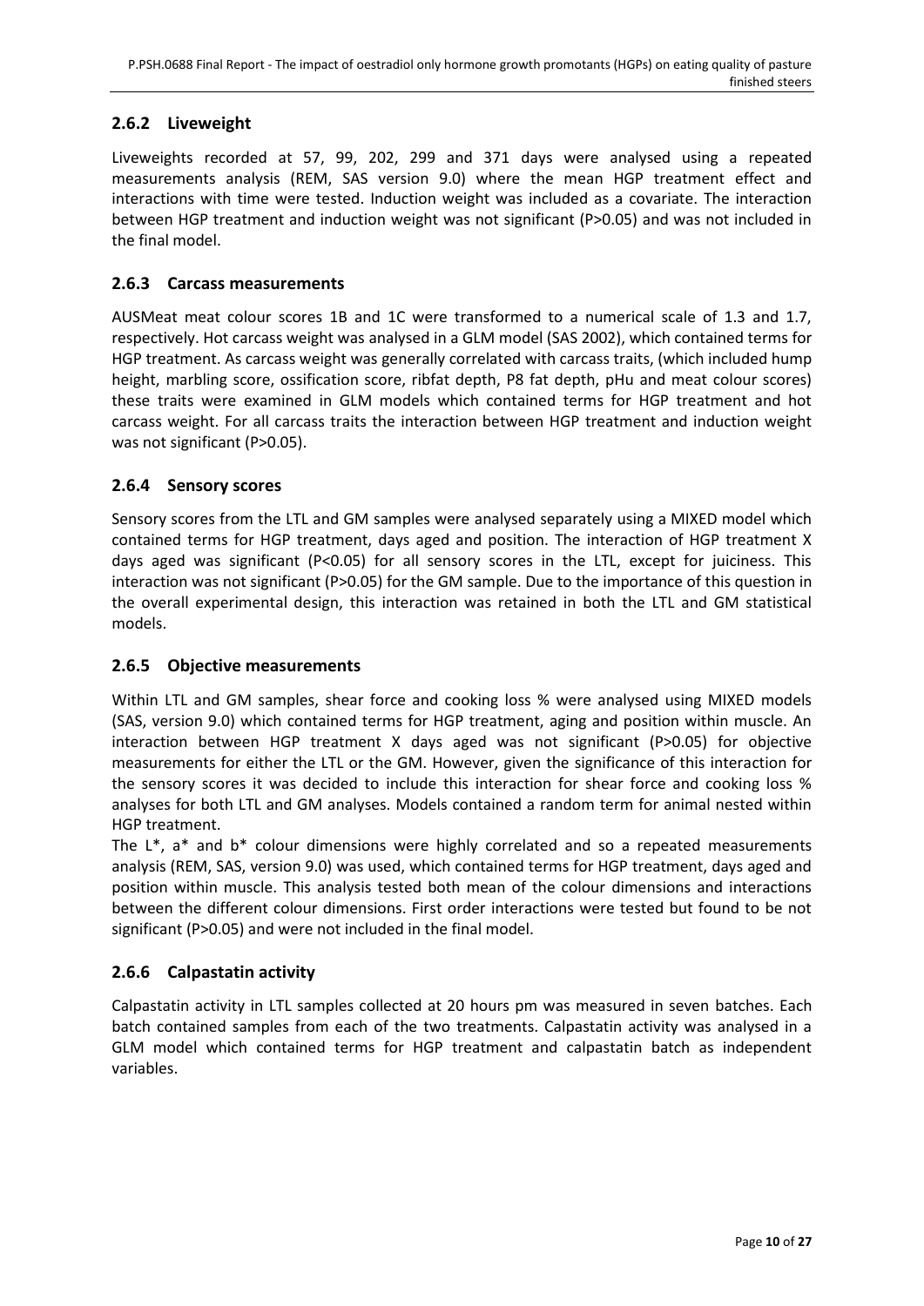### 2.6.2 Liveweight

Liveweights recorded at 57, 99, 202, 299 and 371 days were analysed using a repeated measurements analysis (REM, SAS version 9.0) where the mean HGP treatment effect and interactions with time were tested. Induction weight was included as a covariate. The interaction between HGP treatment and induction weight was not significant ($P>0.05$) and was not included in the final model.

### 2.6.3 Carcass measurements

AUSMeat meat colour scores 1B and 1C were transformed to a numerical scale of 1.3 and 1.7, respectively. Hot carcass weight was analysed in a GLM model (SAS 2002), which contained terms for HGP treatment. As carcass weight was generally correlated with carcass traits, (which included hump height, marbling score, ossification score, ribfat depth, P8 fat depth, pHu and meat colour scores) these traits were examined in GLM models which contained terms for HGP treatment and hot carcass weight. For all carcass traits the interaction between HGP treatment and induction weight was not significant ($P>0.05$).

### 2.6.4 Sensory scores

Sensory scores from the LTL and GM samples were analysed separately using a MIXED model which contained terms for HGP treatment, days aged and position. The interaction of HGP treatment X days aged was significant ($P<0.05$) for all sensory scores in the LTL, except for juiciness. This interaction was not significant ($P>0.05$) for the GM sample. Due to the importance of this question in the overall experimental design, this interaction was retained in both the LTL and GM statistical models.

### 2.6.5 Objective measurements

Within LTL and GM samples, shear force and cooking loss % were analysed using MIXED models (SAS, version 9.0) which contained terms for HGP treatment, aging and position within muscle. An interaction between HGP treatment X days aged was not significant ($P>0.05$) for objective measurements for either the LTL or the GM. However, given the significance of this interaction for the sensory scores it was decided to include this interaction for shear force and cooking loss % analyses for both LTL and GM analyses. Models contained a random term for animal nested within HGP treatment.

The $L^*$, $a^*$ and $b^*$ colour dimensions were highly correlated and so a repeated measurements analysis (REM, SAS, version 9.0) was used, which contained terms for HGP treatment, days aged and position within muscle. This analysis tested both mean of the colour dimensions and interactions between the different colour dimensions. First order interactions were tested but found to be not significant ($P>0.05$) and were not included in the final model.

### 2.6.6 Calpastatin activity

Calpastatin activity in LTL samples collected at 20 hours pm was measured in seven batches. Each batch contained samples from each of the two treatments. Calpastatin activity was analysed in a GLM model which contained terms for HGP treatment and calpastatin batch as independent variables.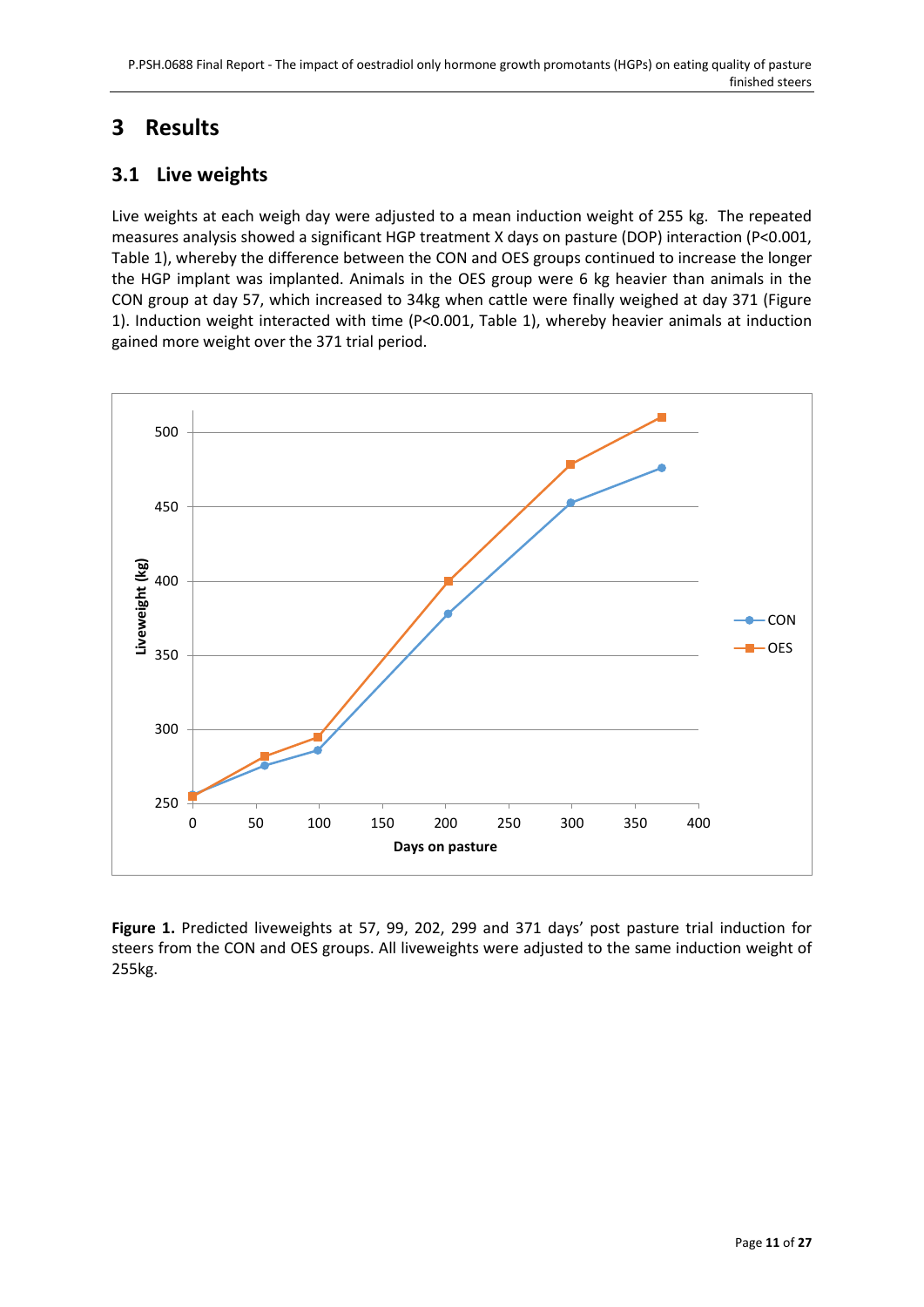# 3 Results

## 3.1 Live weights

Live weights at each weigh day were adjusted to a mean induction weight of 255 kg. The repeated measures analysis showed a significant HGP treatment X days on pasture (DOP) interaction ($P<0.001$, Table 1), whereby the difference between the CON and OES groups continued to increase the longer the HGP implant was implanted. Animals in the OES group were 6 kg heavier than animals in the CON group at day 57, which increased to 34kg when cattle were finally weighed at day 371 (Figure 1). Induction weight interacted with time ($P<0.001$, Table 1), whereby heavier animals at induction gained more weight over the 371 trial period.

**Figure 1.** Predicted liveweights at 57, 99, 202, 299 and 371 days' post pasture trial induction for steers from the CON and OES groups. All liveweights were adjusted to the same induction weight of 255kg.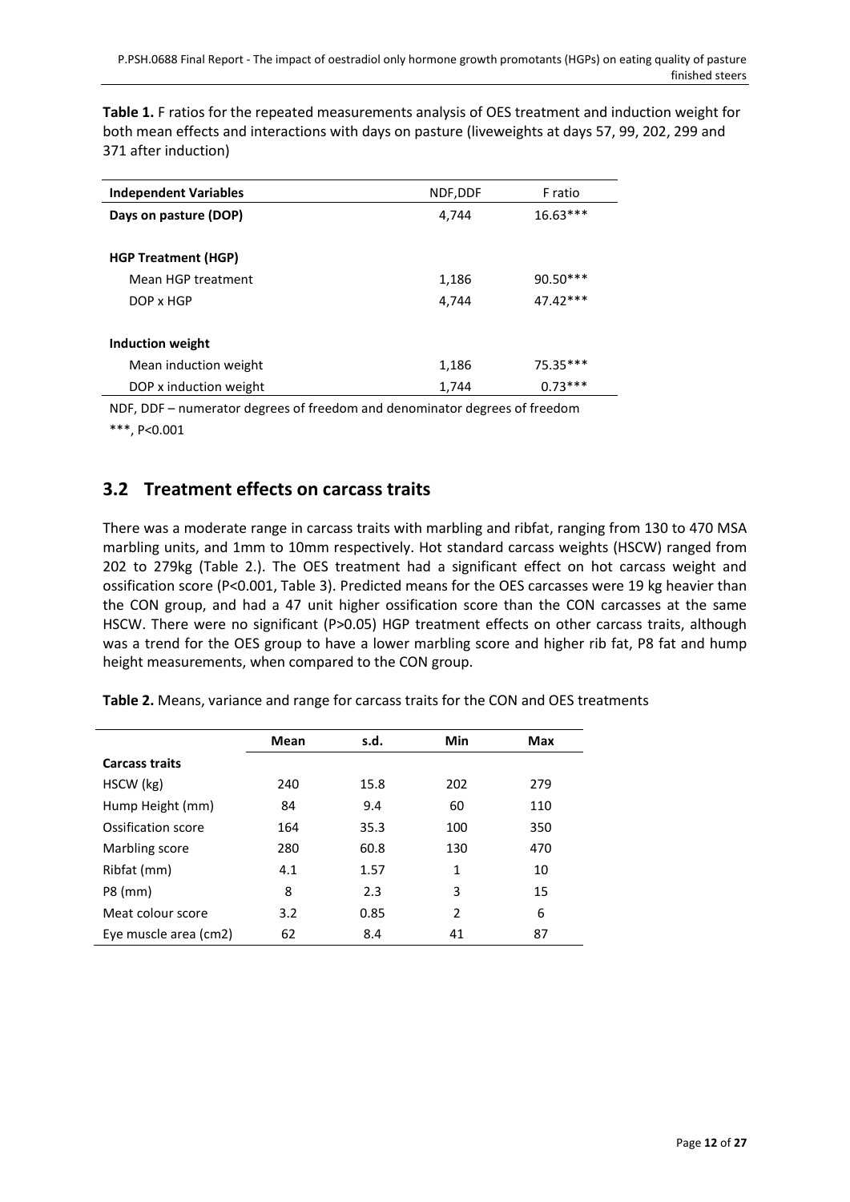**Table 1.** F ratios for the repeated measurements analysis of OES treatment and induction weight for both mean effects and interactions with days on pasture (liveweights at days 57, 99, 202, 299 and 371 after induction)

| Independent Variables | NDF,DDF | F ratio |
|---|---|---|
| **Days on pasture (DOP)** | 4,744 | 16.63*** |
| **HGP Treatment (HGP)** | | |
| Mean HGP treatment | 1,186 | 90.50*** |
| DOP x HGP | 4,744 | 47.42*** |
| **Induction weight** | | |
| Mean induction weight | 1,186 | 75.35*** |
| DOP x induction weight | 1,744 | 0.73*** |

NDF, DDF – numerator degrees of freedom and denominator degrees of freedom

***, P<0.001

## 3.2 Treatment effects on carcass traits

There was a moderate range in carcass traits with marbling and ribfat, ranging from 130 to 470 MSA marbling units, and 1mm to 10mm respectively. Hot standard carcass weights (HSCW) ranged from 202 to 279kg (Table 2.). The OES treatment had a significant effect on hot carcass weight and ossification score (P<0.001, Table 3). Predicted means for the OES carcasses were 19 kg heavier than the CON group, and had a 47 unit higher ossification score than the CON carcasses at the same HSCW. There were no significant (P>0.05) HGP treatment effects on other carcass traits, although was a trend for the OES group to have a lower marbling score and higher rib fat, P8 fat and hump height measurements, when compared to the CON group.

**Table 2.** Means, variance and range for carcass traits for the CON and OES treatments

| | Mean | s.d. | Min | Max |
|---|---|---|---|---|
| **Carcass traits** | | | | |
| HSCW (kg) | 240 | 15.8 | 202 | 279 |
| Hump Height (mm) | 84 | 9.4 | 60 | 110 |
| Ossification score | 164 | 35.3 | 100 | 350 |
| Marbling score | 280 | 60.8 | 130 | 470 |
| Ribfat (mm) | 4.1 | 1.57 | 1 | 10 |
| P8 (mm) | 8 | 2.3 | 3 | 15 |
| Meat colour score | 3.2 | 0.85 | 2 | 6 |
| Eye muscle area (cm2) | 62 | 8.4 | 41 | 87 |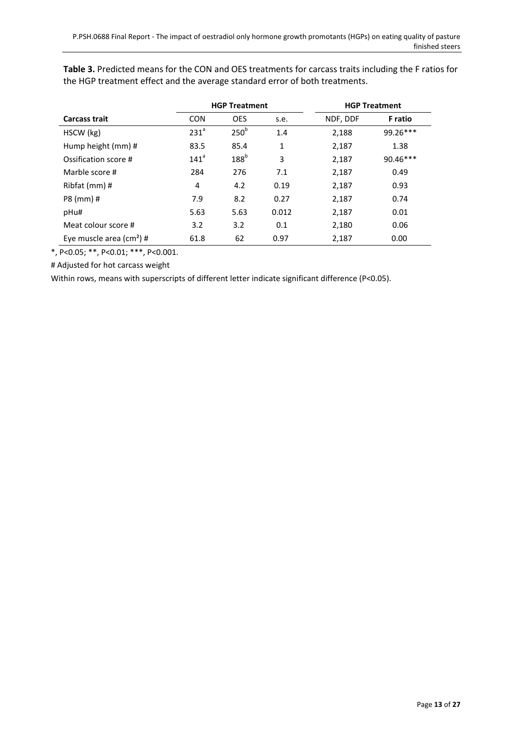**Table 3.** Predicted means for the CON and OES treatments for carcass traits including the F ratios for the HGP treatment effect and the average standard error of both treatments.

| | HGP Treatment | | | HGP Treatment | |
|---|---|---|---|---|---|
| **Carcass trait** | CON | OES | s.e. | NDF, DDF | **F ratio** |
| HSCW (kg) | 231[a] | 250[b] | 1.4 | 2,188 | 99.26*** |
| Hump height (mm) # | 83.5 | 85.4 | 1 | 2,187 | 1.38 |
| Ossification score # | 141[a] | 188[b] | 3 | 2,187 | 90.46*** |
| Marble score # | 284 | 276 | 7.1 | 2,187 | 0.49 |
| Ribfat (mm) # | 4 | 4.2 | 0.19 | 2,187 | 0.93 |
| P8 (mm) # | 7.9 | 8.2 | 0.27 | 2,187 | 0.74 |
| pHu# | 5.63 | 5.63 | 0.012 | 2,187 | 0.01 |
| Meat colour score # | 3.2 | 3.2 | 0.1 | 2,180 | 0.06 |
| Eye muscle area ($cm^2$) # | 61.8 | 62 | 0.97 | 2,187 | 0.00 |

*, P<0.05; **, P<0.01; ***, P<0.001.

# Adjusted for hot carcass weight

Within rows, means with superscripts of different letter indicate significant difference (P<0.05).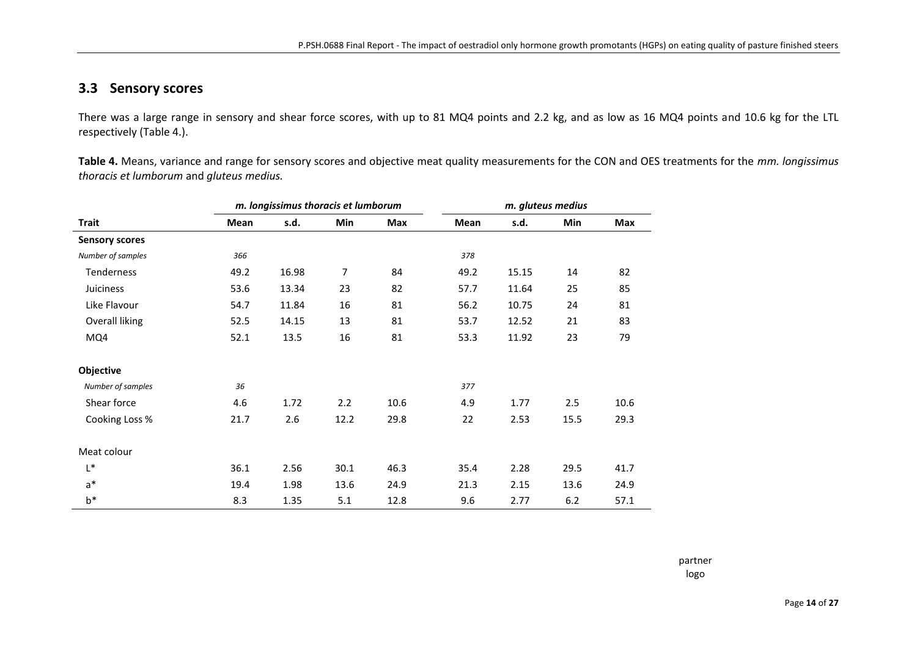## 3.3 Sensory scores

There was a large range in sensory and shear force scores, with up to 81 MQ4 points and 2.2 kg, and as low as 16 MQ4 points and 10.6 kg for the LTL respectively (Table 4.).

**Table 4.** Means, variance and range for sensory scores and objective meat quality measurements for the CON and OES treatments for the *mm. longissimus thoracis et lumborum* and *gluteus medius.*

| | *m. longissimus thoracis et lumborum* | | | | *m. gluteus medius* | | | |
|---|---|---|---|---|---|---|---|---|
| **Trait** | **Mean** | **s.d.** | **Min** | **Max** | **Mean** | **s.d.** | **Min** | **Max** |
| **Sensory scores** | | | | | | | | |
| *Number of samples* | *366* | | | | *378* | | | |
| Tenderness | 49.2 | 16.98 | 7 | 84 | 49.2 | 15.15 | 14 | 82 |
| Juiciness | 53.6 | 13.34 | 23 | 82 | 57.7 | 11.64 | 25 | 85 |
| Like Flavour | 54.7 | 11.84 | 16 | 81 | 56.2 | 10.75 | 24 | 81 |
| Overall liking | 52.5 | 14.15 | 13 | 81 | 53.7 | 12.52 | 21 | 83 |
| MQ4 | 52.1 | 13.5 | 16 | 81 | 53.3 | 11.92 | 23 | 79 |
| **Objective** | | | | | | | | |
| *Number of samples* | *36* | | | | *377* | | | |
| Shear force | 4.6 | 1.72 | 2.2 | 10.6 | 4.9 | 1.77 | 2.5 | 10.6 |
| Cooking Loss % | 21.7 | 2.6 | 12.2 | 29.8 | 22 | 2.53 | 15.5 | 29.3 |
| Meat colour | | | | | | | | |
| L* | 36.1 | 2.56 | 30.1 | 46.3 | 35.4 | 2.28 | 29.5 | 41.7 |
| a* | 19.4 | 1.98 | 13.6 | 24.9 | 21.3 | 2.15 | 13.6 | 24.9 |
| b* | 8.3 | 1.35 | 5.1 | 12.8 | 9.6 | 2.77 | 6.2 | 57.1 |

partner logo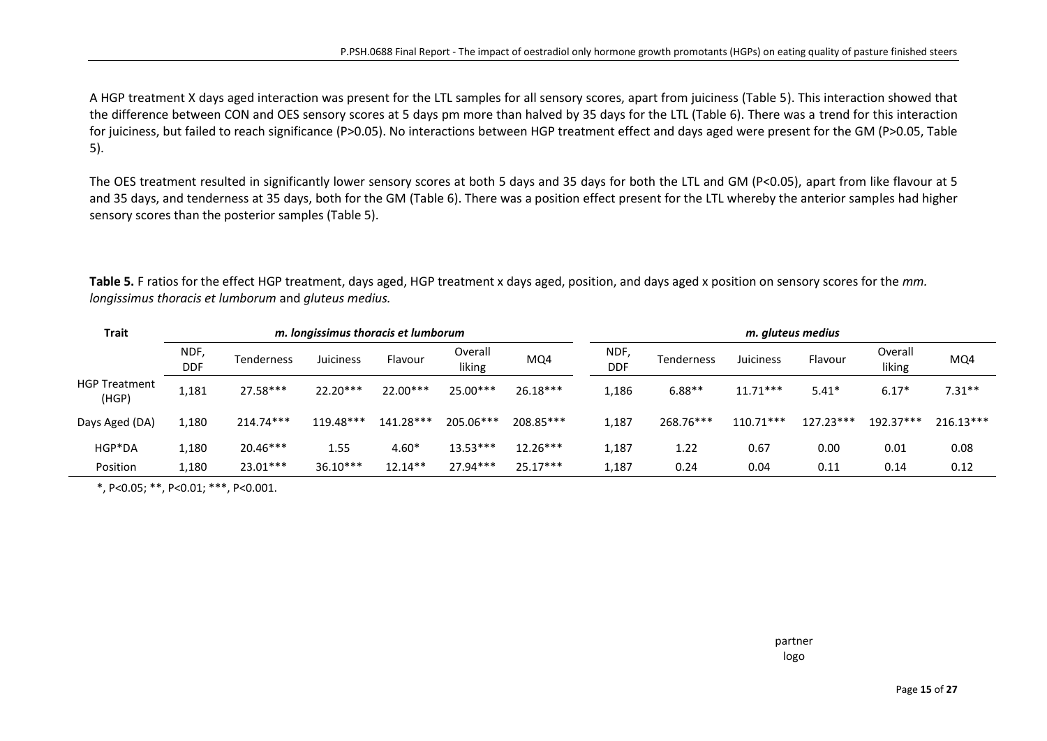A HGP treatment X days aged interaction was present for the LTL samples for all sensory scores, apart from juiciness (Table 5). This interaction showed that the difference between CON and OES sensory scores at 5 days pm more than halved by 35 days for the LTL (Table 6). There was a trend for this interaction for juiciness, but failed to reach significance (P>0.05). No interactions between HGP treatment effect and days aged were present for the GM (P>0.05, Table 5).

The OES treatment resulted in significantly lower sensory scores at both 5 days and 35 days for both the LTL and GM (P<0.05), apart from like flavour at 5 and 35 days, and tenderness at 35 days, both for the GM (Table 6). There was a position effect present for the LTL whereby the anterior samples had higher sensory scores than the posterior samples (Table 5).

**Table 5.** F ratios for the effect HGP treatment, days aged, HGP treatment x days aged, position, and days aged x position on sensory scores for the *mm. longissimus thoracis et lumborum* and *gluteus medius.*

| Trait | *m. longissimus thoracis et lumborum* | | | | | | *m. gluteus medius* | | | | | |
|---|---|---|---|---|---|---|---|---|---|---|---|---|
| | NDF, DDF | Tenderness | Juiciness | Flavour | Overall liking | MQ4 | NDF, DDF | Tenderness | Juiciness | Flavour | Overall liking | MQ4 |
| HGP Treatment (HGP) | 1,181 | 27.58*** | 22.20*** | 22.00*** | 25.00*** | 26.18*** | 1,186 | 6.88** | 11.71*** | 5.41* | 6.17* | 7.31** |
| Days Aged (DA) | 1,180 | 214.74*** | 119.48*** | 141.28*** | 205.06*** | 208.85*** | 1,187 | 268.76*** | 110.71*** | 127.23*** | 192.37*** | 216.13*** |
| HGP*DA | 1,180 | 20.46*** | 1.55 | 4.60* | 13.53*** | 12.26*** | 1,187 | 1.22 | 0.67 | 0.00 | 0.01 | 0.08 |
| Position | 1,180 | 23.01*** | 36.10*** | 12.14** | 27.94*** | 25.17*** | 1,187 | 0.24 | 0.04 | 0.11 | 0.14 | 0.12 |

*, P<0.05; **, P<0.01; ***, P<0.001.

partner logo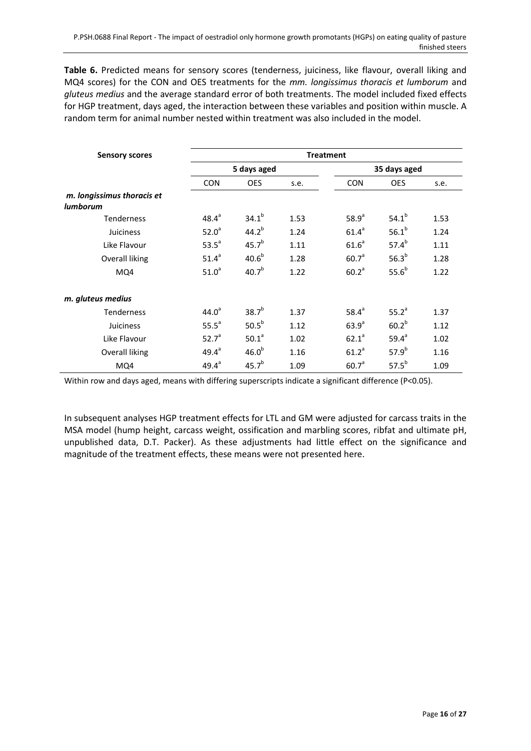**Table 6.** Predicted means for sensory scores (tenderness, juiciness, like flavour, overall liking and MQ4 scores) for the CON and OES treatments for the *mm. longissimus thoracis et lumborum* and *gluteus medius* and the average standard error of both treatments. The model included fixed effects for HGP treatment, days aged, the interaction between these variables and position within muscle. A random term for animal number nested within treatment was also included in the model.

| Sensory scores | Treatment | | | | | |
|---|---|---|---|---|---|---|
| | 5 days aged | | | 35 days aged | | |
| | CON | OES | s.e. | CON | OES | s.e. |
| ***m. longissimus thoracis et lumborum*** | | | | | | |
| Tenderness | $48.4^{a}$ | $34.1^{b}$ | 1.53 | $58.9^{a}$ | $54.1^{b}$ | 1.53 |
| Juiciness | $52.0^{a}$ | $44.2^{b}$ | 1.24 | $61.4^{a}$ | $56.1^{b}$ | 1.24 |
| Like Flavour | $53.5^{a}$ | $45.7^{b}$ | 1.11 | $61.6^{a}$ | $57.4^{b}$ | 1.11 |
| Overall liking | $51.4^{a}$ | $40.6^{b}$ | 1.28 | $60.7^{a}$ | $56.3^{b}$ | 1.28 |
| MQ4 | $51.0^{a}$ | $40.7^{b}$ | 1.22 | $60.2^{a}$ | $55.6^{b}$ | 1.22 |
| ***m. gluteus medius*** | | | | | | |
| Tenderness | $44.0^{a}$ | $38.7^{b}$ | 1.37 | $58.4^{a}$ | $55.2^{a}$ | 1.37 |
| Juiciness | $55.5^{a}$ | $50.5^{b}$ | 1.12 | $63.9^{a}$ | $60.2^{b}$ | 1.12 |
| Like Flavour | $52.7^{a}$ | $50.1^{a}$ | 1.02 | $62.1^{a}$ | $59.4^{a}$ | 1.02 |
| Overall liking | $49.4^{a}$ | $46.0^{b}$ | 1.16 | $61.2^{a}$ | $57.9^{b}$ | 1.16 |
| MQ4 | $49.4^{a}$ | $45.7^{b}$ | 1.09 | $60.7^{a}$ | $57.5^{b}$ | 1.09 |

Within row and days aged, means with differing superscripts indicate a significant difference ($P<0.05$).

In subsequent analyses HGP treatment effects for LTL and GM were adjusted for carcass traits in the MSA model (hump height, carcass weight, ossification and marbling scores, ribfat and ultimate pH, unpublished data, D.T. Packer). As these adjustments had little effect on the significance and magnitude of the treatment effects, these means were not presented here.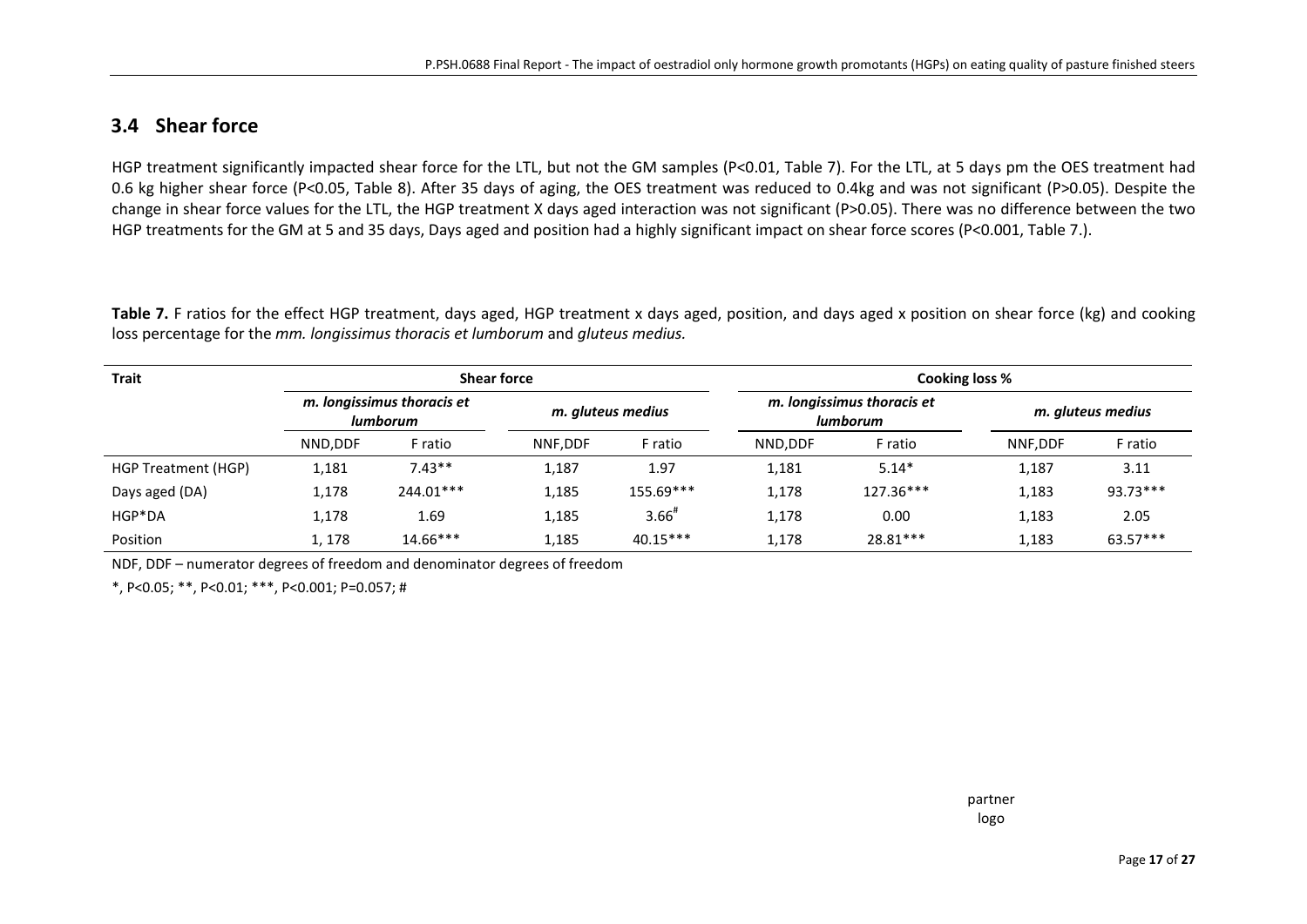## 3.4 Shear force

HGP treatment significantly impacted shear force for the LTL, but not the GM samples (P<0.01, Table 7). For the LTL, at 5 days pm the OES treatment had 0.6 kg higher shear force (P<0.05, Table 8). After 35 days of aging, the OES treatment was reduced to 0.4kg and was not significant (P>0.05). Despite the change in shear force values for the LTL, the HGP treatment X days aged interaction was not significant (P>0.05). There was no difference between the two HGP treatments for the GM at 5 and 35 days, Days aged and position had a highly significant impact on shear force scores (P<0.001, Table 7.).

**Table 7.** F ratios for the effect HGP treatment, days aged, HGP treatment x days aged, position, and days aged x position on shear force (kg) and cooking loss percentage for the *mm. longissimus thoracis et lumborum* and *gluteus medius.*

| Trait | Shear force | | | | Cooking loss % | | | |
|---|---|---|---|---|---|---|---|---|
| | *m. longissimus thoracis et lumborum* | | *m. gluteus medius* | | *m. longissimus thoracis et lumborum* | | *m. gluteus medius* | |
| | NND,DDF | F ratio | NNF,DDF | F ratio | NND,DDF | F ratio | NNF,DDF | F ratio |
| HGP Treatment (HGP) | 1,181 | 7.43** | 1,187 | 1.97 | 1,181 | 5.14* | 1,187 | 3.11 |
| Days aged (DA) | 1,178 | 244.01*** | 1,185 | 155.69*** | 1,178 | 127.36*** | 1,183 | 93.73*** |
| HGP*DA | 1,178 | 1.69 | 1,185 | 3.66# | 1,178 | 0.00 | 1,183 | 2.05 |
| Position | 1, 178 | 14.66*** | 1,185 | 40.15*** | 1,178 | 28.81*** | 1,183 | 63.57*** |

NDF, DDF – numerator degrees of freedom and denominator degrees of freedom

*, P<0.05; **, P<0.01; ***, P<0.001; P=0.057; #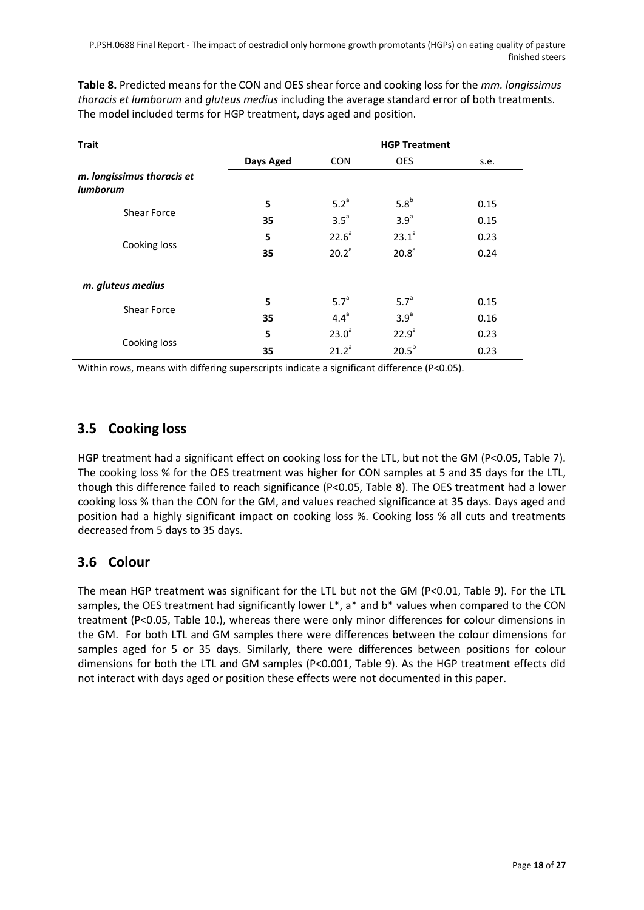**Table 8.** Predicted means for the CON and OES shear force and cooking loss for the *mm. longissimus thoracis et lumborum* and *gluteus medius* including the average standard error of both treatments. The model included terms for HGP treatment, days aged and position.

| Trait | | HGP Treatment | | |
|---|---|---|---|---|
| | **Days Aged** | CON | OES | s.e. |
| ***m. longissimus thoracis et lumborum*** | | | | |
| Shear Force | **5** | 5.2[a] | 5.8[b] | 0.15 |
| | **35** | 3.5[a] | 3.9[a] | 0.15 |
| Cooking loss | **5** | 22.6[a] | 23.1[a] | 0.23 |
| | **35** | 20.2[a] | 20.8[a] | 0.24 |
| ***m. gluteus medius*** | | | | |
| Shear Force | **5** | 5.7[a] | 5.7[a] | 0.15 |
| | **35** | 4.4[a] | 3.9[a] | 0.16 |
| Cooking loss | **5** | 23.0[a] | 22.9[a] | 0.23 |
| | **35** | 21.2[a] | 20.5[b] | 0.23 |

Within rows, means with differing superscripts indicate a significant difference (P<0.05).

## 3.5 Cooking loss

HGP treatment had a significant effect on cooking loss for the LTL, but not the GM (P<0.05, Table 7). The cooking loss % for the OES treatment was higher for CON samples at 5 and 35 days for the LTL, though this difference failed to reach significance (P<0.05, Table 8). The OES treatment had a lower cooking loss % than the CON for the GM, and values reached significance at 35 days. Days aged and position had a highly significant impact on cooking loss %. Cooking loss % all cuts and treatments decreased from 5 days to 35 days.

## 3.6 Colour

The mean HGP treatment was significant for the LTL but not the GM (P<0.01, Table 9). For the LTL samples, the OES treatment had significantly lower L*, a* and b* values when compared to the CON treatment (P<0.05, Table 10.), whereas there were only minor differences for colour dimensions in the GM. For both LTL and GM samples there were differences between the colour dimensions for samples aged for 5 or 35 days. Similarly, there were differences between positions for colour dimensions for both the LTL and GM samples (P<0.001, Table 9). As the HGP treatment effects did not interact with days aged or position these effects were not documented in this paper.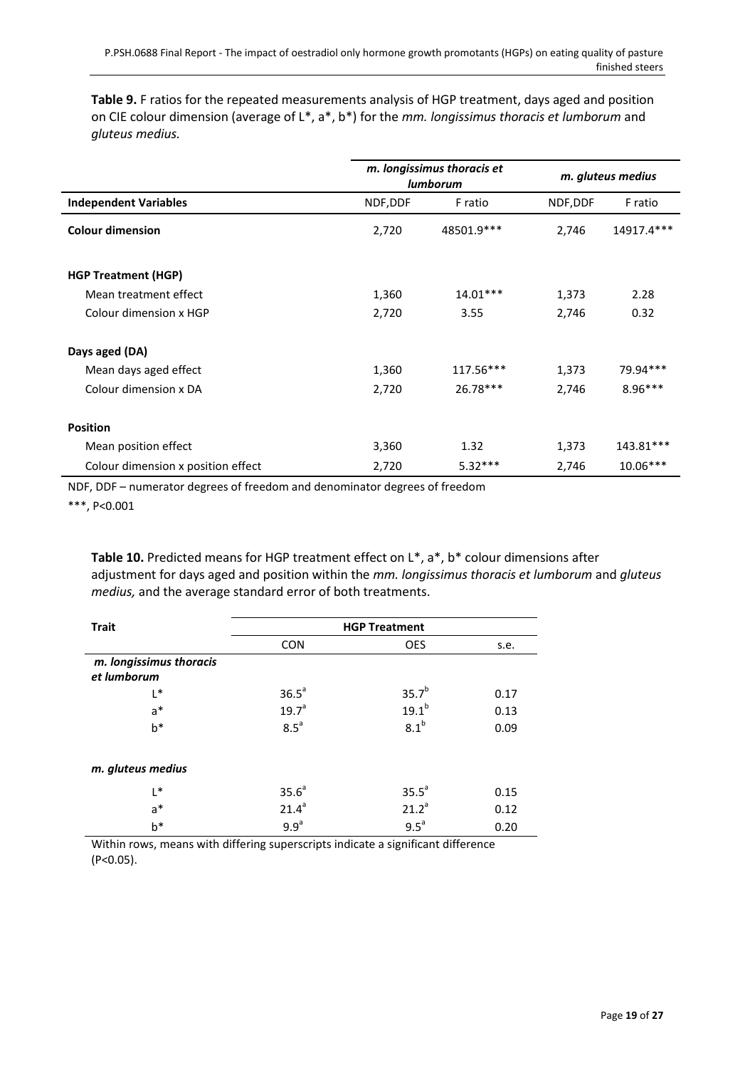**Table 9.** F ratios for the repeated measurements analysis of HGP treatment, days aged and position on CIE colour dimension (average of L*, a*, b*) for the *mm. longissimus thoracis et lumborum* and *gluteus medius.*

| | *m. longissimus thoracis et lumborum* | | *m. gluteus medius* | |
|---|---|---|---|---|
| **Independent Variables** | NDF,DDF | F ratio | NDF,DDF | F ratio |
| **Colour dimension** | 2,720 | 48501.9*** | 2,746 | 14917.4*** |
| **HGP Treatment (HGP)** | | | | |
| Mean treatment effect | 1,360 | 14.01*** | 1,373 | 2.28 |
| Colour dimension x HGP | 2,720 | 3.55 | 2,746 | 0.32 |
| **Days aged (DA)** | | | | |
| Mean days aged effect | 1,360 | 117.56*** | 1,373 | 79.94*** |
| Colour dimension x DA | 2,720 | 26.78*** | 2,746 | 8.96*** |
| **Position** | | | | |
| Mean position effect | 3,360 | 1.32 | 1,373 | 143.81*** |
| Colour dimension x position effect | 2,720 | 5.32*** | 2,746 | 10.06*** |

NDF, DDF – numerator degrees of freedom and denominator degrees of freedom

***, P<0.001

**Table 10.** Predicted means for HGP treatment effect on L*, a*, b* colour dimensions after adjustment for days aged and position within the *mm. longissimus thoracis et lumborum* and *gluteus medius,* and the average standard error of both treatments.

| **Trait** | **HGP Treatment** | | |
|---|---|---|---|
| | CON | OES | s.e. |
| ***m. longissimus thoracis et lumborum*** | | | |
| L* | $36.5^{a}$ | $35.7^{b}$ | 0.17 |
| a* | $19.7^{a}$ | $19.1^{b}$ | 0.13 |
| b* | $8.5^{a}$ | $8.1^{b}$ | 0.09 |
| ***m. gluteus medius*** | | | |
| L* | $35.6^{a}$ | $35.5^{a}$ | 0.15 |
| a* | $21.4^{a}$ | $21.2^{a}$ | 0.12 |
| b* | $9.9^{a}$ | $9.5^{a}$ | 0.20 |

Within rows, means with differing superscripts indicate a significant difference (P<0.05).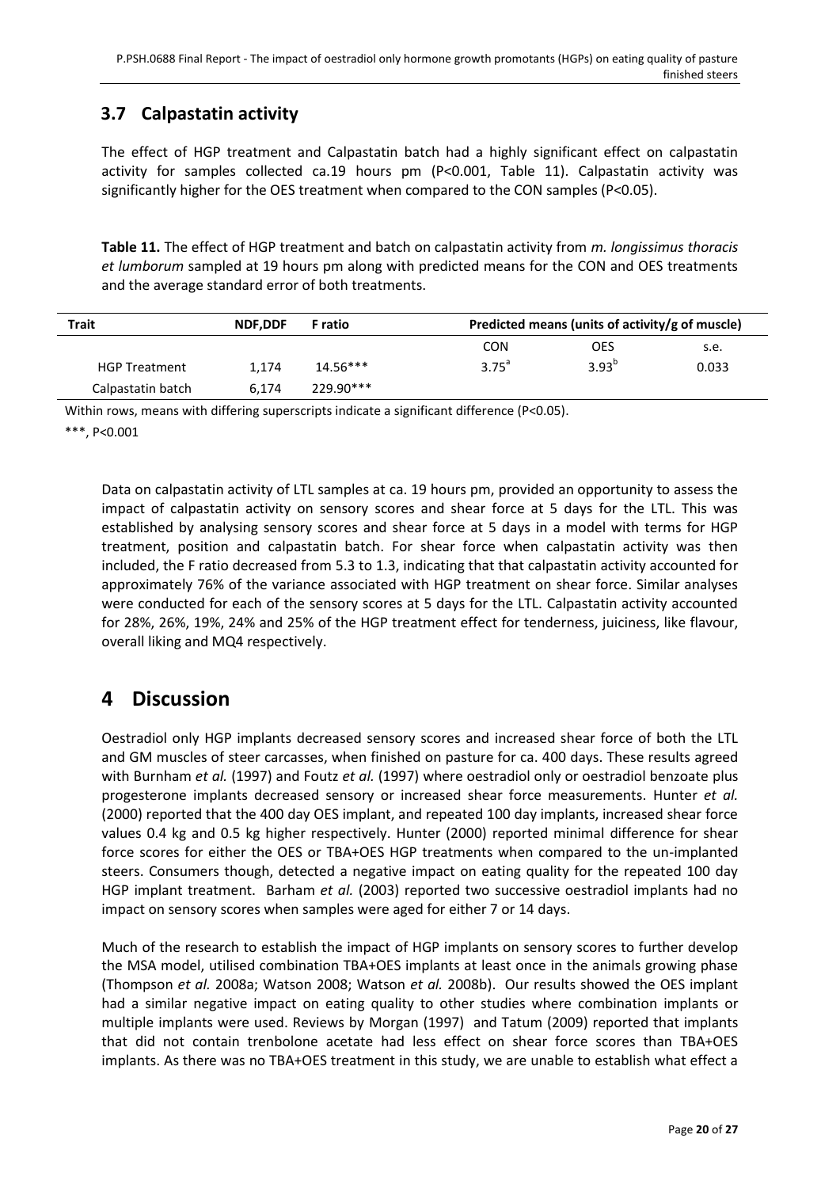## 3.7 Calpastatin activity

The effect of HGP treatment and Calpastatin batch had a highly significant effect on calpastatin activity for samples collected ca.19 hours pm (P<0.001, Table 11). Calpastatin activity was significantly higher for the OES treatment when compared to the CON samples (P<0.05).

**Table 11.** The effect of HGP treatment and batch on calpastatin activity from *m. longissimus thoracis et lumborum* sampled at 19 hours pm along with predicted means for the CON and OES treatments and the average standard error of both treatments.

| Trait | NDF,DDF | F ratio | Predicted means (units of activity/g of muscle) | | |
|---|---|---|---|---|---|
| | | | CON | OES | s.e. |
| HGP Treatment | 1,174 | 14.56*** | $3.75^{a}$ | $3.93^{b}$ | 0.033 |
| Calpastatin batch | 6,174 | 229.90*** | | | |

Within rows, means with differing superscripts indicate a significant difference (P<0.05).

***, P<0.001

Data on calpastatin activity of LTL samples at ca. 19 hours pm, provided an opportunity to assess the impact of calpastatin activity on sensory scores and shear force at 5 days for the LTL. This was established by analysing sensory scores and shear force at 5 days in a model with terms for HGP treatment, position and calpastatin batch. For shear force when calpastatin activity was then included, the F ratio decreased from 5.3 to 1.3, indicating that that calpastatin activity accounted for approximately 76% of the variance associated with HGP treatment on shear force. Similar analyses were conducted for each of the sensory scores at 5 days for the LTL. Calpastatin activity accounted for 28%, 26%, 19%, 24% and 25% of the HGP treatment effect for tenderness, juiciness, like flavour, overall liking and MQ4 respectively.

# 4 Discussion

Oestradiol only HGP implants decreased sensory scores and increased shear force of both the LTL and GM muscles of steer carcasses, when finished on pasture for ca. 400 days. These results agreed with Burnham *et al.* (1997) and Foutz *et al.* (1997) where oestradiol only or oestradiol benzoate plus progesterone implants decreased sensory or increased shear force measurements. Hunter *et al.* (2000) reported that the 400 day OES implant, and repeated 100 day implants, increased shear force values 0.4 kg and 0.5 kg higher respectively. Hunter (2000) reported minimal difference for shear force scores for either the OES or TBA+OES HGP treatments when compared to the un-implanted steers. Consumers though, detected a negative impact on eating quality for the repeated 100 day HGP implant treatment. Barham *et al.* (2003) reported two successive oestradiol implants had no impact on sensory scores when samples were aged for either 7 or 14 days.

Much of the research to establish the impact of HGP implants on sensory scores to further develop the MSA model, utilised combination TBA+OES implants at least once in the animals growing phase (Thompson *et al.* 2008a; Watson 2008; Watson *et al.* 2008b). Our results showed the OES implant had a similar negative impact on eating quality to other studies where combination implants or multiple implants were used. Reviews by Morgan (1997) and Tatum (2009) reported that implants that did not contain trenbolone acetate had less effect on shear force scores than TBA+OES implants. As there was no TBA+OES treatment in this study, we are unable to establish what effect a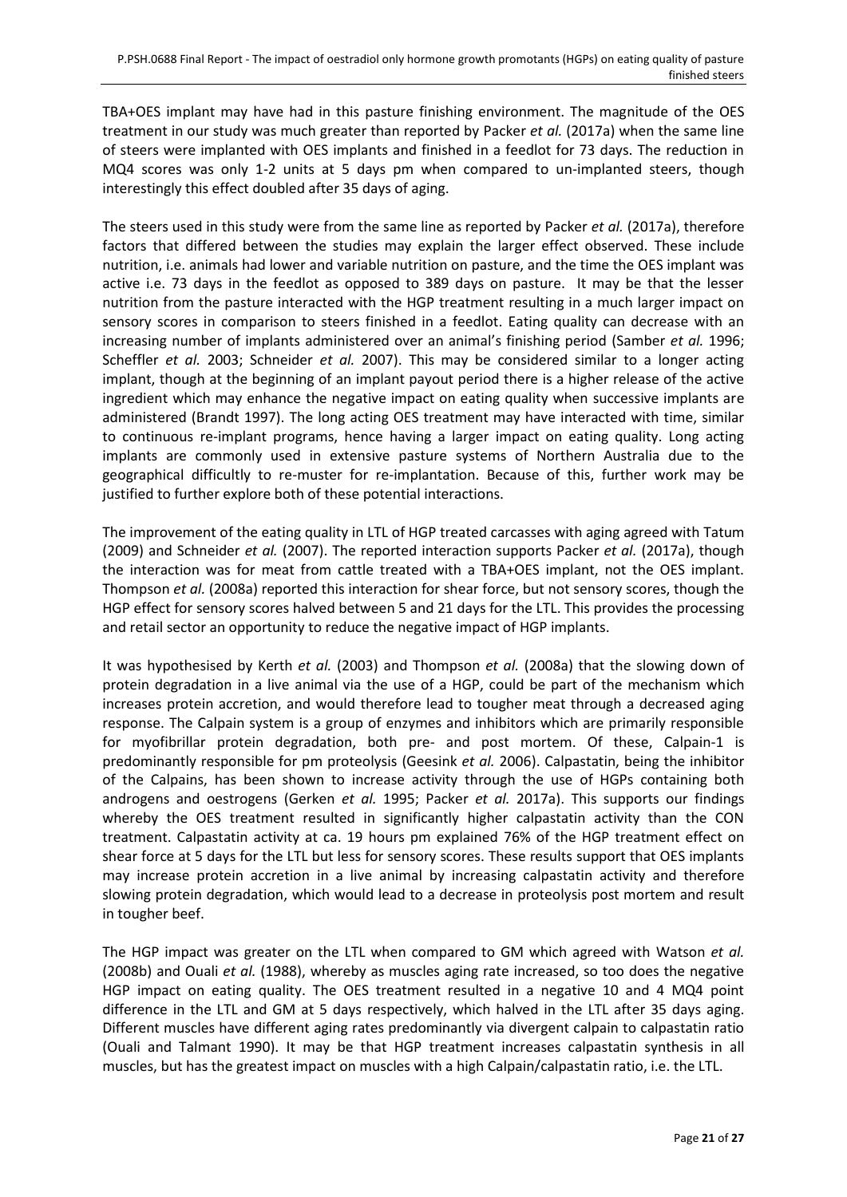TBA+OES implant may have had in this pasture finishing environment. The magnitude of the OES treatment in our study was much greater than reported by Packer *et al.* (2017a) when the same line of steers were implanted with OES implants and finished in a feedlot for 73 days. The reduction in MQ4 scores was only 1-2 units at 5 days pm when compared to un-implanted steers, though interestingly this effect doubled after 35 days of aging.

The steers used in this study were from the same line as reported by Packer *et al.* (2017a), therefore factors that differed between the studies may explain the larger effect observed. These include nutrition, i.e. animals had lower and variable nutrition on pasture, and the time the OES implant was active i.e. 73 days in the feedlot as opposed to 389 days on pasture. It may be that the lesser nutrition from the pasture interacted with the HGP treatment resulting in a much larger impact on sensory scores in comparison to steers finished in a feedlot. Eating quality can decrease with an increasing number of implants administered over an animal's finishing period (Samber *et al.* 1996; Scheffler *et al.* 2003; Schneider *et al.* 2007). This may be considered similar to a longer acting implant, though at the beginning of an implant payout period there is a higher release of the active ingredient which may enhance the negative impact on eating quality when successive implants are administered (Brandt 1997). The long acting OES treatment may have interacted with time, similar to continuous re-implant programs, hence having a larger impact on eating quality. Long acting implants are commonly used in extensive pasture systems of Northern Australia due to the geographical difficultly to re-muster for re-implantation. Because of this, further work may be justified to further explore both of these potential interactions.

The improvement of the eating quality in LTL of HGP treated carcasses with aging agreed with Tatum (2009) and Schneider *et al.* (2007). The reported interaction supports Packer *et al.* (2017a), though the interaction was for meat from cattle treated with a TBA+OES implant, not the OES implant. Thompson *et al.* (2008a) reported this interaction for shear force, but not sensory scores, though the HGP effect for sensory scores halved between 5 and 21 days for the LTL. This provides the processing and retail sector an opportunity to reduce the negative impact of HGP implants.

It was hypothesised by Kerth *et al.* (2003) and Thompson *et al.* (2008a) that the slowing down of protein degradation in a live animal via the use of a HGP, could be part of the mechanism which increases protein accretion, and would therefore lead to tougher meat through a decreased aging response. The Calpain system is a group of enzymes and inhibitors which are primarily responsible for myofibrillar protein degradation, both pre- and post mortem. Of these, Calpain-1 is predominantly responsible for pm proteolysis (Geesink *et al.* 2006). Calpastatin, being the inhibitor of the Calpains, has been shown to increase activity through the use of HGPs containing both androgens and oestrogens (Gerken *et al.* 1995; Packer *et al.* 2017a). This supports our findings whereby the OES treatment resulted in significantly higher calpastatin activity than the CON treatment. Calpastatin activity at ca. 19 hours pm explained 76% of the HGP treatment effect on shear force at 5 days for the LTL but less for sensory scores. These results support that OES implants may increase protein accretion in a live animal by increasing calpastatin activity and therefore slowing protein degradation, which would lead to a decrease in proteolysis post mortem and result in tougher beef.

The HGP impact was greater on the LTL when compared to GM which agreed with Watson *et al.* (2008b) and Ouali *et al.* (1988), whereby as muscles aging rate increased, so too does the negative HGP impact on eating quality. The OES treatment resulted in a negative 10 and 4 MQ4 point difference in the LTL and GM at 5 days respectively, which halved in the LTL after 35 days aging. Different muscles have different aging rates predominantly via divergent calpain to calpastatin ratio (Ouali and Talmant 1990). It may be that HGP treatment increases calpastatin synthesis in all muscles, but has the greatest impact on muscles with a high Calpain/calpastatin ratio, i.e. the LTL.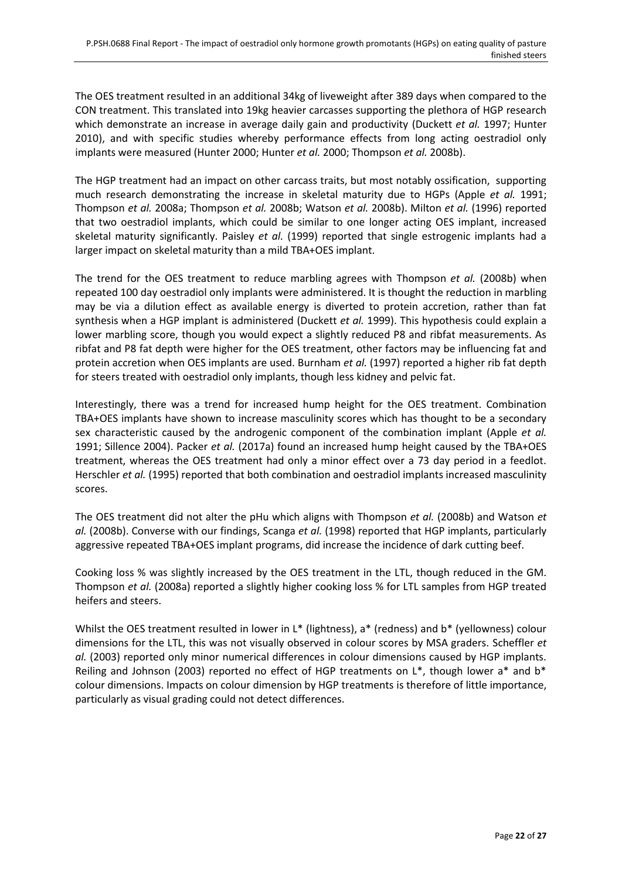The OES treatment resulted in an additional 34kg of liveweight after 389 days when compared to the CON treatment. This translated into 19kg heavier carcasses supporting the plethora of HGP research which demonstrate an increase in average daily gain and productivity (Duckett *et al.* 1997; Hunter 2010), and with specific studies whereby performance effects from long acting oestradiol only implants were measured (Hunter 2000; Hunter *et al.* 2000; Thompson *et al.* 2008b).

The HGP treatment had an impact on other carcass traits, but most notably ossification, supporting much research demonstrating the increase in skeletal maturity due to HGPs (Apple *et al.* 1991; Thompson *et al.* 2008a; Thompson *et al.* 2008b; Watson *et al.* 2008b). Milton *et al.* (1996) reported that two oestradiol implants, which could be similar to one longer acting OES implant, increased skeletal maturity significantly. Paisley *et al.* (1999) reported that single estrogenic implants had a larger impact on skeletal maturity than a mild TBA+OES implant.

The trend for the OES treatment to reduce marbling agrees with Thompson *et al.* (2008b) when repeated 100 day oestradiol only implants were administered. It is thought the reduction in marbling may be via a dilution effect as available energy is diverted to protein accretion, rather than fat synthesis when a HGP implant is administered (Duckett *et al.* 1999). This hypothesis could explain a lower marbling score, though you would expect a slightly reduced P8 and ribfat measurements. As ribfat and P8 fat depth were higher for the OES treatment, other factors may be influencing fat and protein accretion when OES implants are used. Burnham *et al.* (1997) reported a higher rib fat depth for steers treated with oestradiol only implants, though less kidney and pelvic fat.

Interestingly, there was a trend for increased hump height for the OES treatment. Combination TBA+OES implants have shown to increase masculinity scores which has thought to be a secondary sex characteristic caused by the androgenic component of the combination implant (Apple *et al.* 1991; Sillence 2004). Packer *et al.* (2017a) found an increased hump height caused by the TBA+OES treatment, whereas the OES treatment had only a minor effect over a 73 day period in a feedlot. Herschler *et al.* (1995) reported that both combination and oestradiol implants increased masculinity scores.

The OES treatment did not alter the pHu which aligns with Thompson *et al.* (2008b) and Watson *et al.* (2008b). Converse with our findings, Scanga *et al.* (1998) reported that HGP implants, particularly aggressive repeated TBA+OES implant programs, did increase the incidence of dark cutting beef.

Cooking loss % was slightly increased by the OES treatment in the LTL, though reduced in the GM. Thompson *et al.* (2008a) reported a slightly higher cooking loss % for LTL samples from HGP treated heifers and steers.

Whilst the OES treatment resulted in lower in L* (lightness), a* (redness) and b* (yellowness) colour dimensions for the LTL, this was not visually observed in colour scores by MSA graders. Scheffler *et al.* (2003) reported only minor numerical differences in colour dimensions caused by HGP implants. Reiling and Johnson (2003) reported no effect of HGP treatments on L*, though lower a* and b* colour dimensions. Impacts on colour dimension by HGP treatments is therefore of little importance, particularly as visual grading could not detect differences.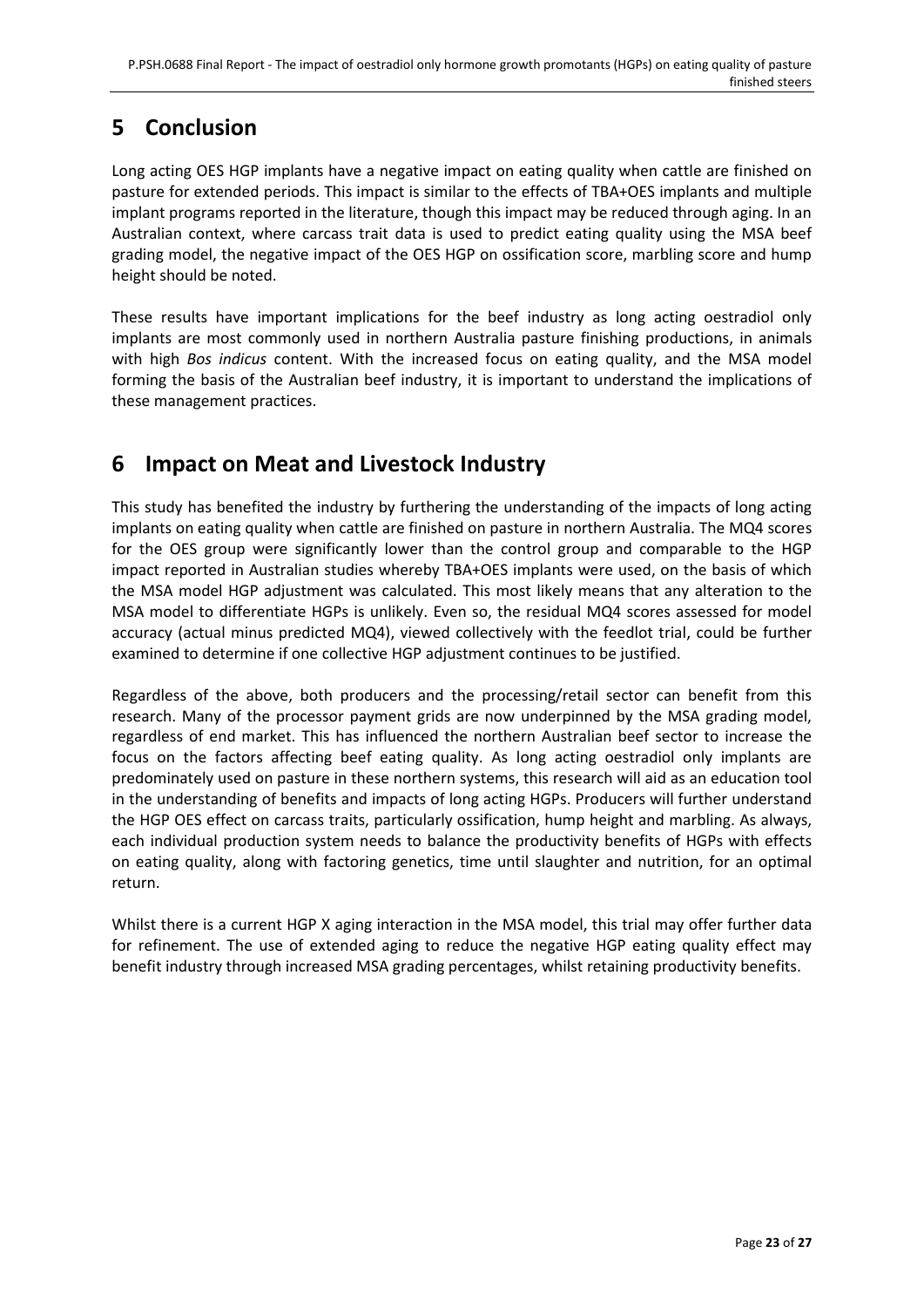# 5 Conclusion

Long acting OES HGP implants have a negative impact on eating quality when cattle are finished on pasture for extended periods. This impact is similar to the effects of TBA+OES implants and multiple implant programs reported in the literature, though this impact may be reduced through aging. In an Australian context, where carcass trait data is used to predict eating quality using the MSA beef grading model, the negative impact of the OES HGP on ossification score, marbling score and hump height should be noted.

These results have important implications for the beef industry as long acting oestradiol only implants are most commonly used in northern Australia pasture finishing productions, in animals with high *Bos indicus* content. With the increased focus on eating quality, and the MSA model forming the basis of the Australian beef industry, it is important to understand the implications of these management practices.

# 6 Impact on Meat and Livestock Industry

This study has benefited the industry by furthering the understanding of the impacts of long acting implants on eating quality when cattle are finished on pasture in northern Australia. The MQ4 scores for the OES group were significantly lower than the control group and comparable to the HGP impact reported in Australian studies whereby TBA+OES implants were used, on the basis of which the MSA model HGP adjustment was calculated. This most likely means that any alteration to the MSA model to differentiate HGPs is unlikely. Even so, the residual MQ4 scores assessed for model accuracy (actual minus predicted MQ4), viewed collectively with the feedlot trial, could be further examined to determine if one collective HGP adjustment continues to be justified.

Regardless of the above, both producers and the processing/retail sector can benefit from this research. Many of the processor payment grids are now underpinned by the MSA grading model, regardless of end market. This has influenced the northern Australian beef sector to increase the focus on the factors affecting beef eating quality. As long acting oestradiol only implants are predominately used on pasture in these northern systems, this research will aid as an education tool in the understanding of benefits and impacts of long acting HGPs. Producers will further understand the HGP OES effect on carcass traits, particularly ossification, hump height and marbling. As always, each individual production system needs to balance the productivity benefits of HGPs with effects on eating quality, along with factoring genetics, time until slaughter and nutrition, for an optimal return.

Whilst there is a current HGP X aging interaction in the MSA model, this trial may offer further data for refinement. The use of extended aging to reduce the negative HGP eating quality effect may benefit industry through increased MSA grading percentages, whilst retaining productivity benefits.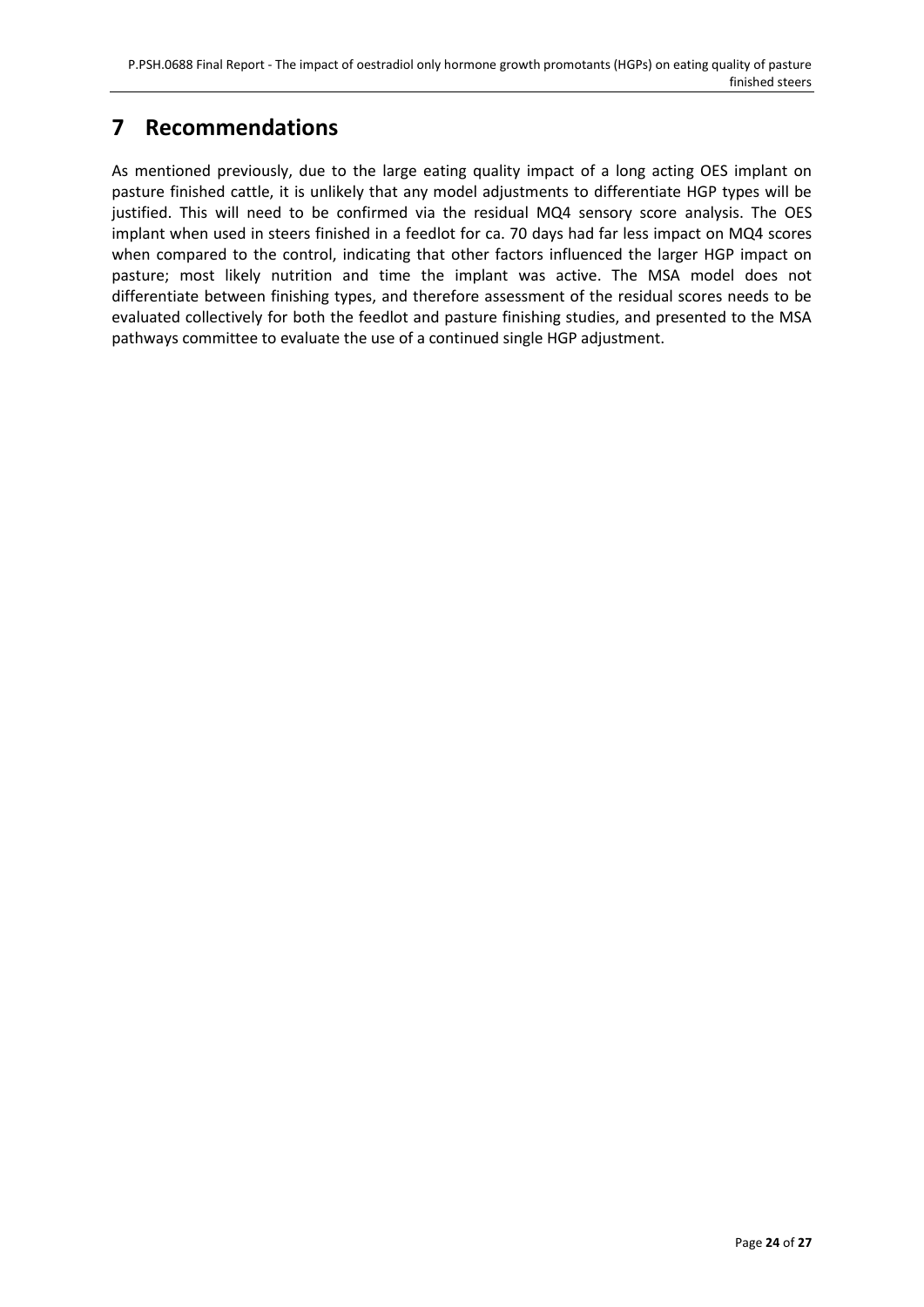# 7 Recommendations

As mentioned previously, due to the large eating quality impact of a long acting OES implant on pasture finished cattle, it is unlikely that any model adjustments to differentiate HGP types will be justified. This will need to be confirmed via the residual MQ4 sensory score analysis. The OES implant when used in steers finished in a feedlot for ca. 70 days had far less impact on MQ4 scores when compared to the control, indicating that other factors influenced the larger HGP impact on pasture; most likely nutrition and time the implant was active. The MSA model does not differentiate between finishing types, and therefore assessment of the residual scores needs to be evaluated collectively for both the feedlot and pasture finishing studies, and presented to the MSA pathways committee to evaluate the use of a continued single HGP adjustment.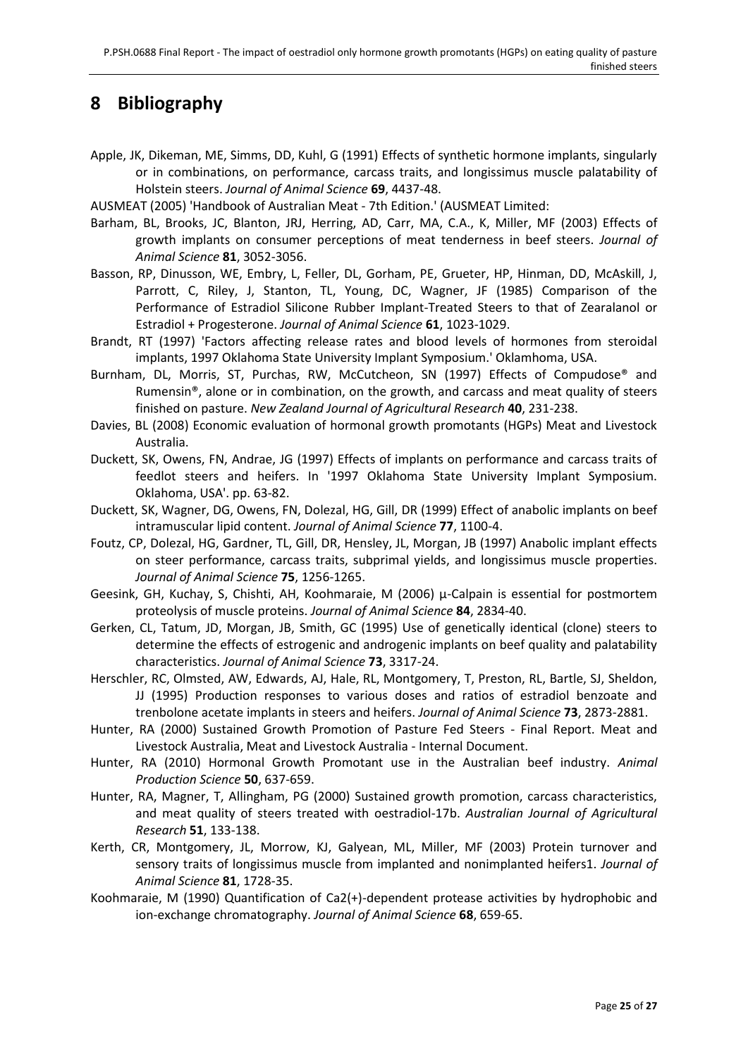# 8 Bibliography

Apple, JK, Dikeman, ME, Simms, DD, Kuhl, G (1991) Effects of synthetic hormone implants, singularly or in combinations, on performance, carcass traits, and longissimus muscle palatability of Holstein steers. *Journal of Animal Science* **69**, 4437-48.

AUSMEAT (2005) 'Handbook of Australian Meat - 7th Edition.' (AUSMEAT Limited:

Barham, BL, Brooks, JC, Blanton, JRJ, Herring, AD, Carr, MA, C.A., K, Miller, MF (2003) Effects of growth implants on consumer perceptions of meat tenderness in beef steers. *Journal of Animal Science* **81**, 3052-3056.

Basson, RP, Dinusson, WE, Embry, L, Feller, DL, Gorham, PE, Grueter, HP, Hinman, DD, McAskill, J, Parrott, C, Riley, J, Stanton, TL, Young, DC, Wagner, JF (1985) Comparison of the Performance of Estradiol Silicone Rubber Implant-Treated Steers to that of Zearalanol or Estradiol + Progesterone. *Journal of Animal Science* **61**, 1023-1029.

Brandt, RT (1997) 'Factors affecting release rates and blood levels of hormones from steroidal implants, 1997 Oklahoma State University Implant Symposium.' Oklamhoma, USA.

Burnham, DL, Morris, ST, Purchas, RW, McCutcheon, SN (1997) Effects of Compudose® and Rumensin®, alone or in combination, on the growth, and carcass and meat quality of steers finished on pasture. *New Zealand Journal of Agricultural Research* **40**, 231-238.

Davies, BL (2008) Economic evaluation of hormonal growth promotants (HGPs) Meat and Livestock Australia.

Duckett, SK, Owens, FN, Andrae, JG (1997) Effects of implants on performance and carcass traits of feedlot steers and heifers. In '1997 Oklahoma State University Implant Symposium. Oklahoma, USA'. pp. 63-82.

Duckett, SK, Wagner, DG, Owens, FN, Dolezal, HG, Gill, DR (1999) Effect of anabolic implants on beef intramuscular lipid content. *Journal of Animal Science* **77**, 1100-4.

Foutz, CP, Dolezal, HG, Gardner, TL, Gill, DR, Hensley, JL, Morgan, JB (1997) Anabolic implant effects on steer performance, carcass traits, subprimal yields, and longissimus muscle properties. *Journal of Animal Science* **75**, 1256-1265.

Geesink, GH, Kuchay, S, Chishti, AH, Koohmaraie, M (2006) µ-Calpain is essential for postmortem proteolysis of muscle proteins. *Journal of Animal Science* **84**, 2834-40.

Gerken, CL, Tatum, JD, Morgan, JB, Smith, GC (1995) Use of genetically identical (clone) steers to determine the effects of estrogenic and androgenic implants on beef quality and palatability characteristics. *Journal of Animal Science* **73**, 3317-24.

Herschler, RC, Olmsted, AW, Edwards, AJ, Hale, RL, Montgomery, T, Preston, RL, Bartle, SJ, Sheldon, JJ (1995) Production responses to various doses and ratios of estradiol benzoate and trenbolone acetate implants in steers and heifers. *Journal of Animal Science* **73**, 2873-2881.

Hunter, RA (2000) Sustained Growth Promotion of Pasture Fed Steers - Final Report. Meat and Livestock Australia, Meat and Livestock Australia - Internal Document.

Hunter, RA (2010) Hormonal Growth Promotant use in the Australian beef industry. *Animal Production Science* **50**, 637-659.

Hunter, RA, Magner, T, Allingham, PG (2000) Sustained growth promotion, carcass characteristics, and meat quality of steers treated with oestradiol-17b. *Australian Journal of Agricultural Research* **51**, 133-138.

Kerth, CR, Montgomery, JL, Morrow, KJ, Galyean, ML, Miller, MF (2003) Protein turnover and sensory traits of longissimus muscle from implanted and nonimplanted heifers1. *Journal of Animal Science* **81**, 1728-35.

Koohmaraie, M (1990) Quantification of Ca2(+)-dependent protease activities by hydrophobic and ion-exchange chromatography. *Journal of Animal Science* **68**, 659-65.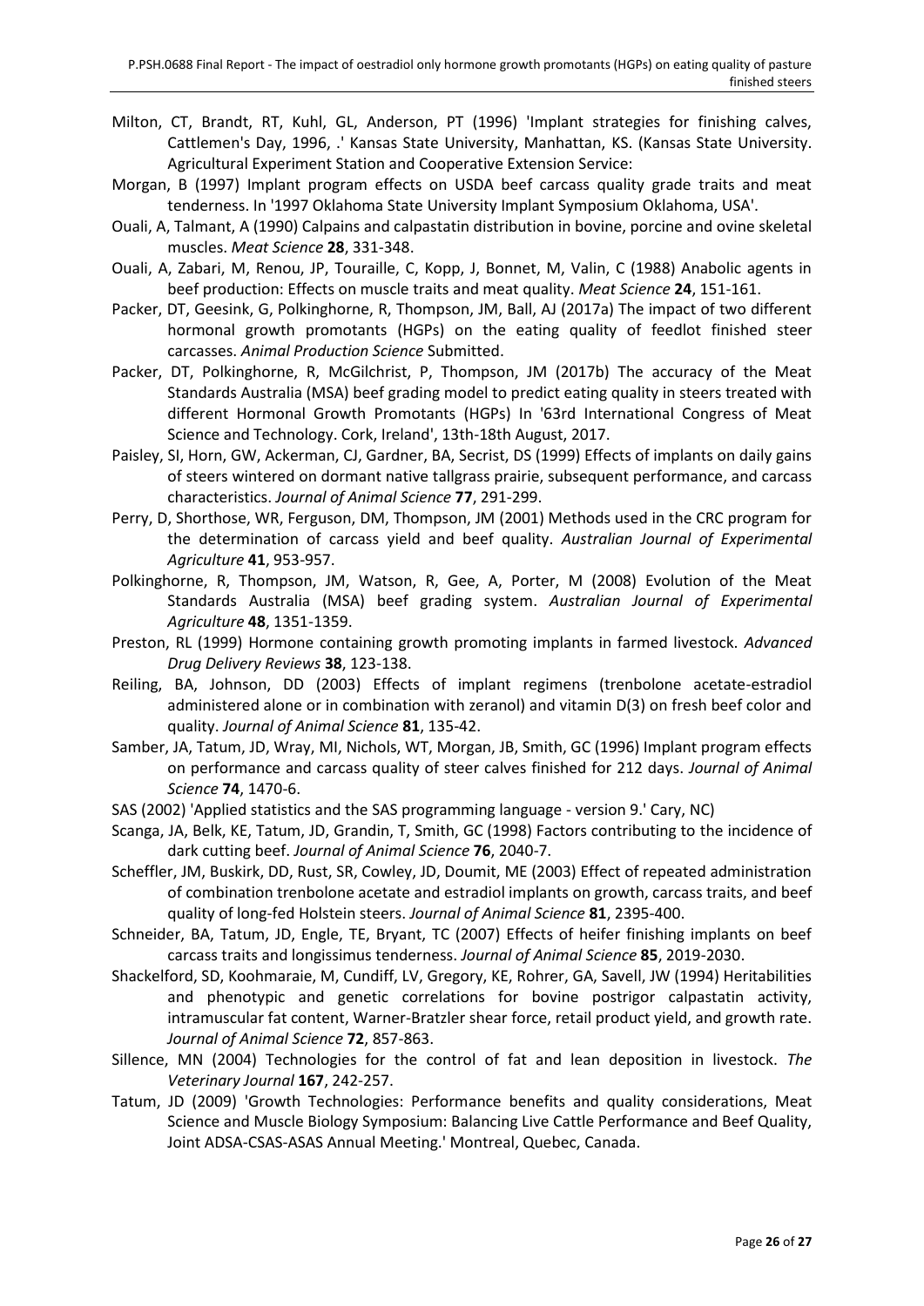Milton, CT, Brandt, RT, Kuhl, GL, Anderson, PT (1996) 'Implant strategies for finishing calves, Cattlemen's Day, 1996, .' Kansas State University, Manhattan, KS. (Kansas State University. Agricultural Experiment Station and Cooperative Extension Service:

Morgan, B (1997) Implant program effects on USDA beef carcass quality grade traits and meat tenderness. In '1997 Oklahoma State University Implant Symposium Oklahoma, USA'.

Ouali, A, Talmant, A (1990) Calpains and calpastatin distribution in bovine, porcine and ovine skeletal muscles. *Meat Science* **28**, 331-348.

Ouali, A, Zabari, M, Renou, JP, Touraille, C, Kopp, J, Bonnet, M, Valin, C (1988) Anabolic agents in beef production: Effects on muscle traits and meat quality. *Meat Science* **24**, 151-161.

Packer, DT, Geesink, G, Polkinghorne, R, Thompson, JM, Ball, AJ (2017a) The impact of two different hormonal growth promotants (HGPs) on the eating quality of feedlot finished steer carcasses. *Animal Production Science* Submitted.

Packer, DT, Polkinghorne, R, McGilchrist, P, Thompson, JM (2017b) The accuracy of the Meat Standards Australia (MSA) beef grading model to predict eating quality in steers treated with different Hormonal Growth Promotants (HGPs) In '63rd International Congress of Meat Science and Technology. Cork, Ireland', 13th-18th August, 2017.

Paisley, SI, Horn, GW, Ackerman, CJ, Gardner, BA, Secrist, DS (1999) Effects of implants on daily gains of steers wintered on dormant native tallgrass prairie, subsequent performance, and carcass characteristics. *Journal of Animal Science* **77**, 291-299.

Perry, D, Shorthose, WR, Ferguson, DM, Thompson, JM (2001) Methods used in the CRC program for the determination of carcass yield and beef quality. *Australian Journal of Experimental Agriculture* **41**, 953-957.

Polkinghorne, R, Thompson, JM, Watson, R, Gee, A, Porter, M (2008) Evolution of the Meat Standards Australia (MSA) beef grading system. *Australian Journal of Experimental Agriculture* **48**, 1351-1359.

Preston, RL (1999) Hormone containing growth promoting implants in farmed livestock. *Advanced Drug Delivery Reviews* **38**, 123-138.

Reiling, BA, Johnson, DD (2003) Effects of implant regimens (trenbolone acetate-estradiol administered alone or in combination with zeranol) and vitamin D(3) on fresh beef color and quality. *Journal of Animal Science* **81**, 135-42.

Samber, JA, Tatum, JD, Wray, MI, Nichols, WT, Morgan, JB, Smith, GC (1996) Implant program effects on performance and carcass quality of steer calves finished for 212 days. *Journal of Animal Science* **74**, 1470-6.

SAS (2002) 'Applied statistics and the SAS programming language - version 9.' Cary, NC)

Scanga, JA, Belk, KE, Tatum, JD, Grandin, T, Smith, GC (1998) Factors contributing to the incidence of dark cutting beef. *Journal of Animal Science* **76**, 2040-7.

Scheffler, JM, Buskirk, DD, Rust, SR, Cowley, JD, Doumit, ME (2003) Effect of repeated administration of combination trenbolone acetate and estradiol implants on growth, carcass traits, and beef quality of long-fed Holstein steers. *Journal of Animal Science* **81**, 2395-400.

Schneider, BA, Tatum, JD, Engle, TE, Bryant, TC (2007) Effects of heifer finishing implants on beef carcass traits and longissimus tenderness. *Journal of Animal Science* **85**, 2019-2030.

Shackelford, SD, Koohmaraie, M, Cundiff, LV, Gregory, KE, Rohrer, GA, Savell, JW (1994) Heritabilities and phenotypic and genetic correlations for bovine postrigor calpastatin activity, intramuscular fat content, Warner-Bratzler shear force, retail product yield, and growth rate. *Journal of Animal Science* **72**, 857-863.

Sillence, MN (2004) Technologies for the control of fat and lean deposition in livestock. *The Veterinary Journal* **167**, 242-257.

Tatum, JD (2009) 'Growth Technologies: Performance benefits and quality considerations, Meat Science and Muscle Biology Symposium: Balancing Live Cattle Performance and Beef Quality, Joint ADSA-CSAS-ASAS Annual Meeting.' Montreal, Quebec, Canada.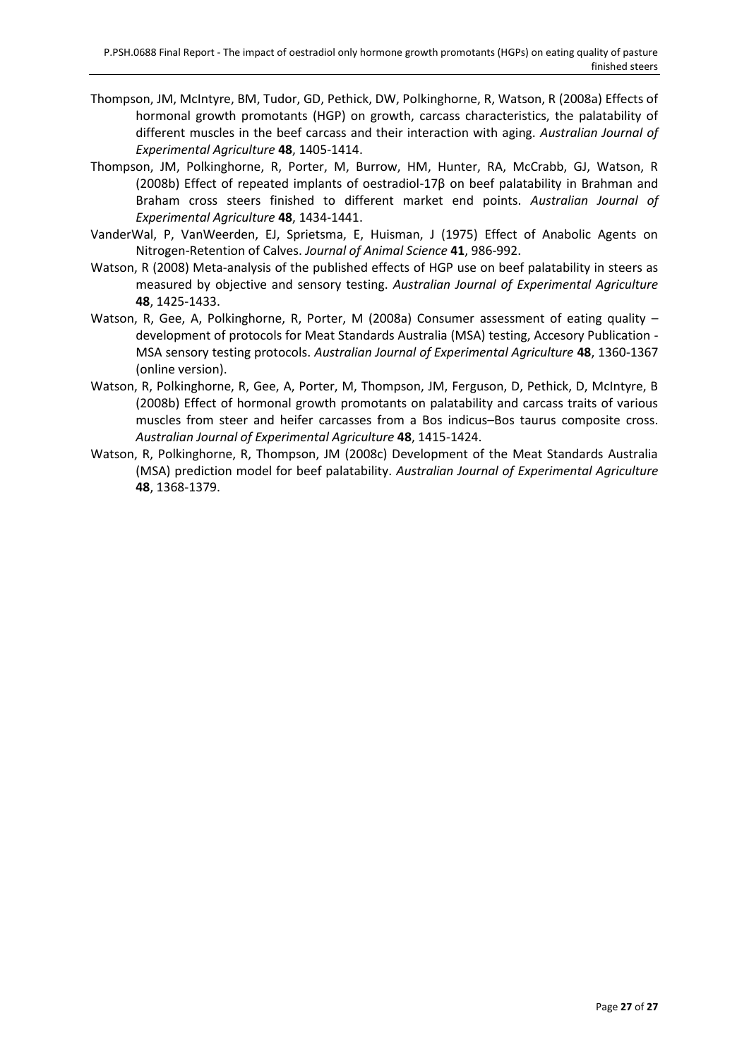Thompson, JM, McIntyre, BM, Tudor, GD, Pethick, DW, Polkinghorne, R, Watson, R (2008a) Effects of hormonal growth promotants (HGP) on growth, carcass characteristics, the palatability of different muscles in the beef carcass and their interaction with aging. *Australian Journal of Experimental Agriculture* **48**, 1405-1414.

Thompson, JM, Polkinghorne, R, Porter, M, Burrow, HM, Hunter, RA, McCrabb, GJ, Watson, R (2008b) Effect of repeated implants of oestradiol-17β on beef palatability in Brahman and Braham cross steers finished to different market end points. *Australian Journal of Experimental Agriculture* **48**, 1434-1441.

VanderWal, P, VanWeerden, EJ, Sprietsma, E, Huisman, J (1975) Effect of Anabolic Agents on Nitrogen-Retention of Calves. *Journal of Animal Science* **41**, 986-992.

Watson, R (2008) Meta-analysis of the published effects of HGP use on beef palatability in steers as measured by objective and sensory testing. *Australian Journal of Experimental Agriculture* **48**, 1425-1433.

Watson, R, Gee, A, Polkinghorne, R, Porter, M (2008a) Consumer assessment of eating quality – development of protocols for Meat Standards Australia (MSA) testing, Accesory Publication - MSA sensory testing protocols. *Australian Journal of Experimental Agriculture* **48**, 1360-1367 (online version).

Watson, R, Polkinghorne, R, Gee, A, Porter, M, Thompson, JM, Ferguson, D, Pethick, D, McIntyre, B (2008b) Effect of hormonal growth promotants on palatability and carcass traits of various muscles from steer and heifer carcasses from a Bos indicus–Bos taurus composite cross. *Australian Journal of Experimental Agriculture* **48**, 1415-1424.

Watson, R, Polkinghorne, R, Thompson, JM (2008c) Development of the Meat Standards Australia (MSA) prediction model for beef palatability. *Australian Journal of Experimental Agriculture* **48**, 1368-1379.